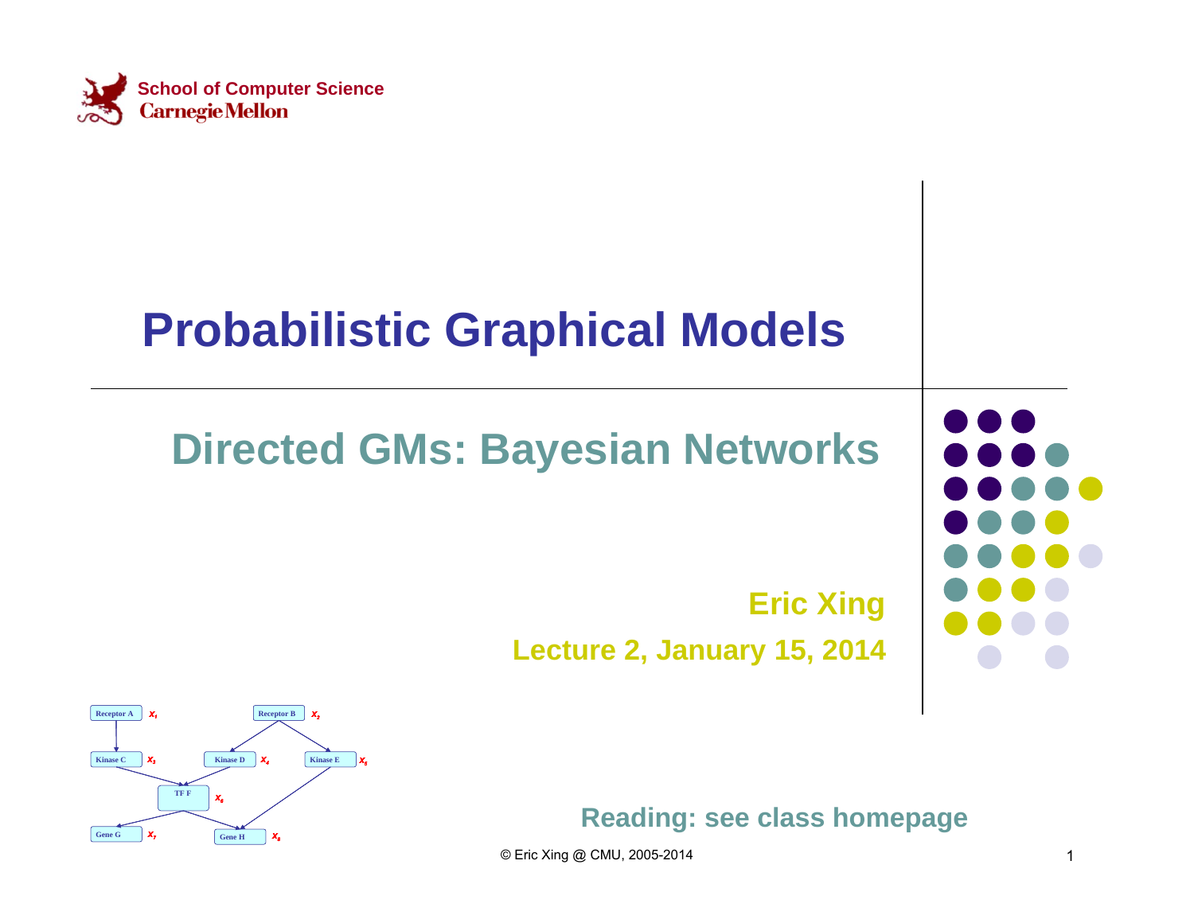School of Computer Science
Carnegie Mellon

# Probabilistic Graphical Models

## Directed GMs: Bayesian Networks

**Eric Xing**

**Lecture 2, January 15, 2014**

Receptor A $X_1$ | Receptor B $X_2$ | Kinase C $X_3$ | Kinase D $X_4$ | Kinase E $X_5$ | TF F $X_6$ | Gene G $X_7$ | Gene H $X_8$

**Reading: see class homepage**

© Eric Xing @ CMU, 2005-2014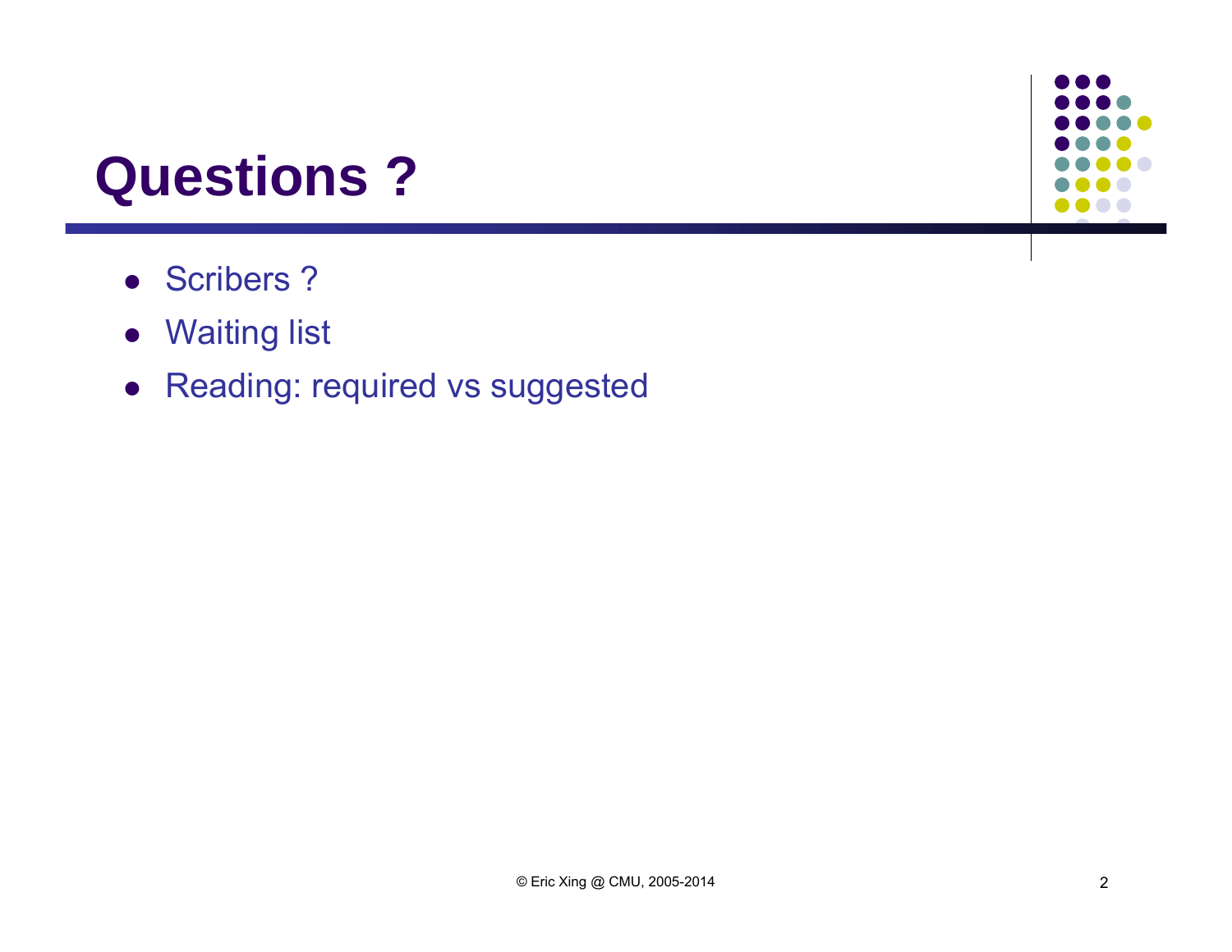# Questions ?

- Scribers ?
- Waiting list
- Reading: required vs suggested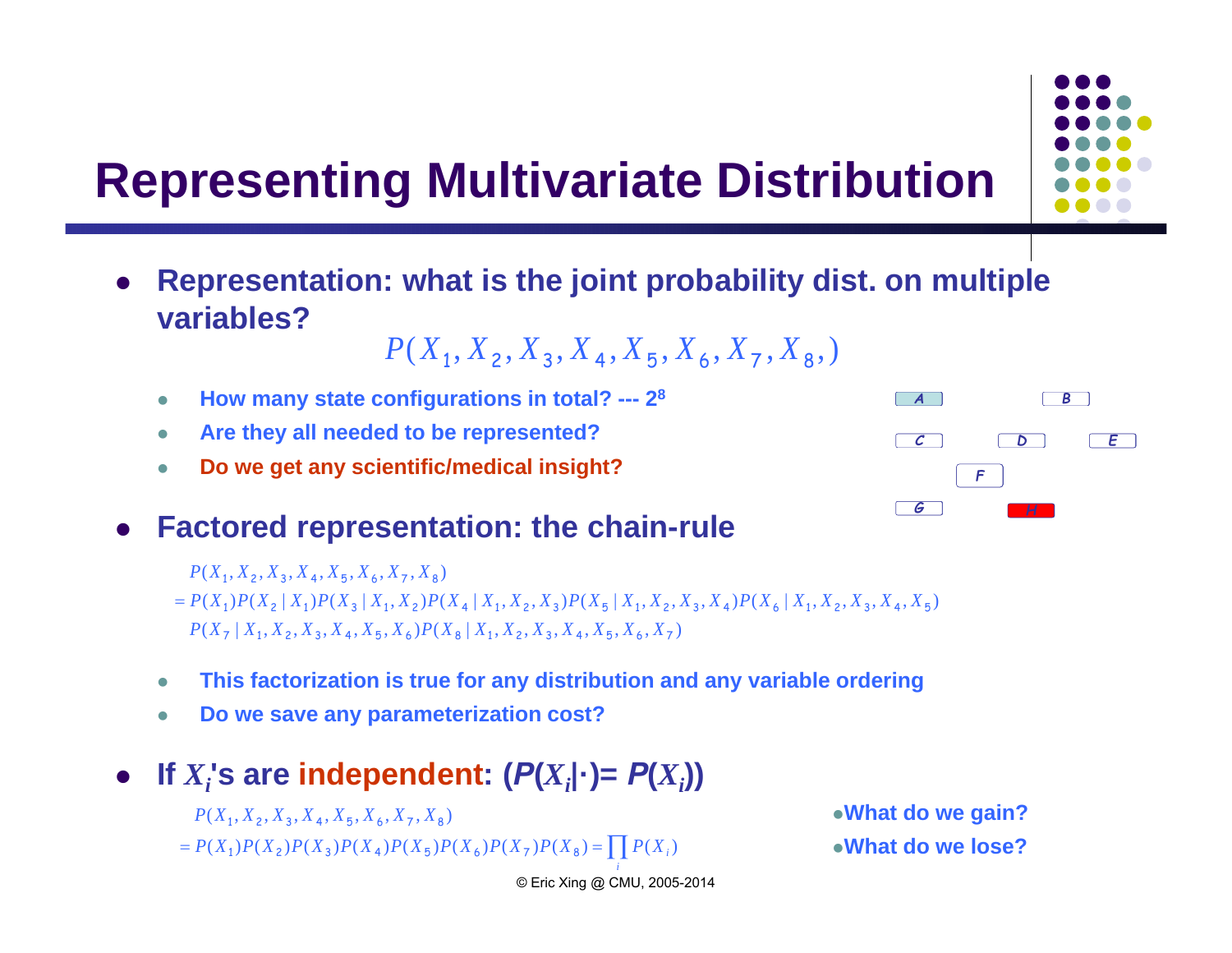# Representing Multivariate Distribution

- **Representation: what is the joint probability dist. on multiple variables?**

$$P(X_1, X_2, X_3, X_4, X_5, X_6, X_7, X_8,)$$

  - **How many state configurations in total? --- $2^8$**
  - **Are they all needed to be represented?**
  - **Do we get any scientific/medical insight?**

A B C D E F G H

- **Factored representation: the chain-rule**

$$\begin{aligned}
&P(X_1, X_2, X_3, X_4, X_5, X_6, X_7, X_8) \\
&= P(X_1)P(X_2 \mid X_1)P(X_3 \mid X_1, X_2)P(X_4 \mid X_1, X_2, X_3)P(X_5 \mid X_1, X_2, X_3, X_4)P(X_6 \mid X_1, X_2, X_3, X_4, X_5) \\
&\quad P(X_7 \mid X_1, X_2, X_3, X_4, X_5, X_6)P(X_8 \mid X_1, X_2, X_3, X_4, X_5, X_6, X_7)
\end{aligned}$$

  - **This factorization is true for any distribution and any variable ordering**
  - **Do we save any parameterization cost?**

- **If $X_i$'s are independent: ($P(X_i|\cdot)= P(X_i)$)**

$$\begin{aligned}
&P(X_1, X_2, X_3, X_4, X_5, X_6, X_7, X_8) \\
&= P(X_1)P(X_2)P(X_3)P(X_4)P(X_5)P(X_6)P(X_7)P(X_8) = \prod_i P(X_i)
\end{aligned}$$

- **What do we gain?**
- **What do we lose?**

© Eric Xing @ CMU, 2005-2014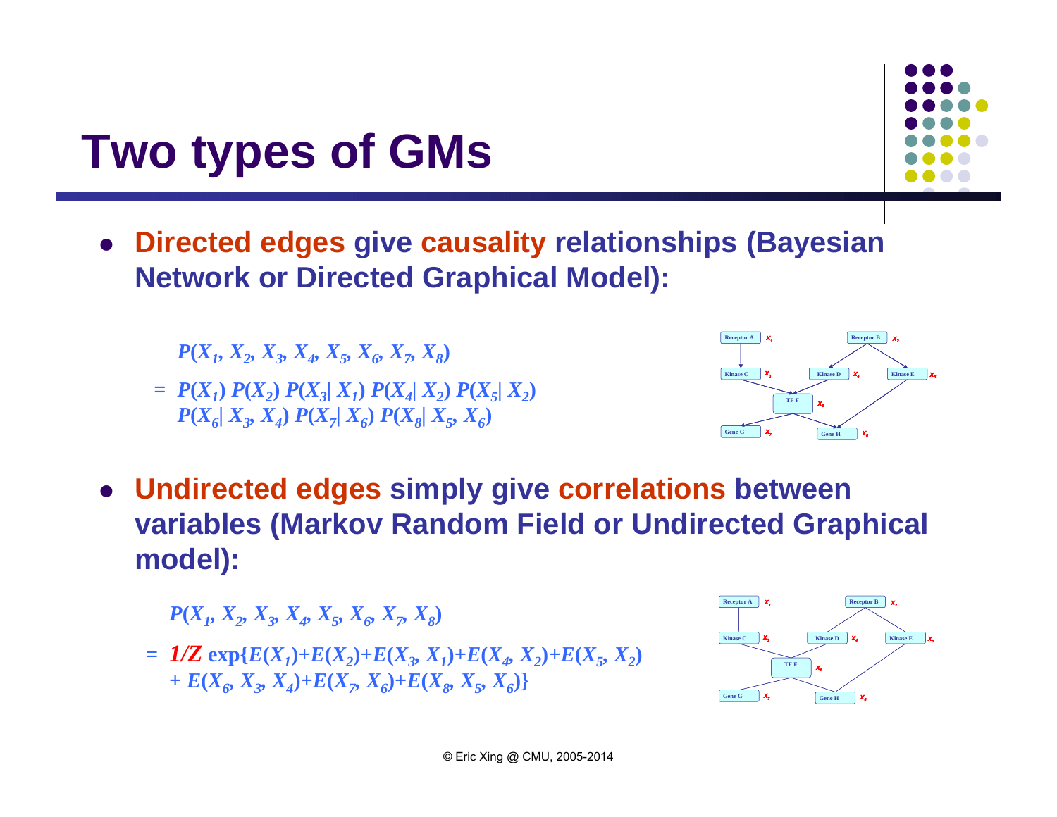# Two types of GMs

- **Directed edges give causality relationships (Bayesian Network or Directed Graphical Model):**

$$P(X_1, X_2, X_3, X_4, X_5, X_6, X_7, X_8)$$
$$= P(X_1)\, P(X_2)\, P(X_3 | X_1)\, P(X_4 | X_2)\, P(X_5 | X_2)\, P(X_6 | X_3, X_4)\, P(X_7 | X_6)\, P(X_8 | X_5, X_6)$$

- **Undirected edges simply give correlations between variables (Markov Random Field or Undirected Graphical model):**

$$P(X_1, X_2, X_3, X_4, X_5, X_6, X_7, X_8)$$
$$= 1/Z \exp\{E(X_1)+E(X_2)+E(X_3, X_1)+E(X_4, X_2)+E(X_5, X_2) + E(X_6, X_3, X_4)+E(X_7, X_6)+E(X_8, X_5, X_6)\}$$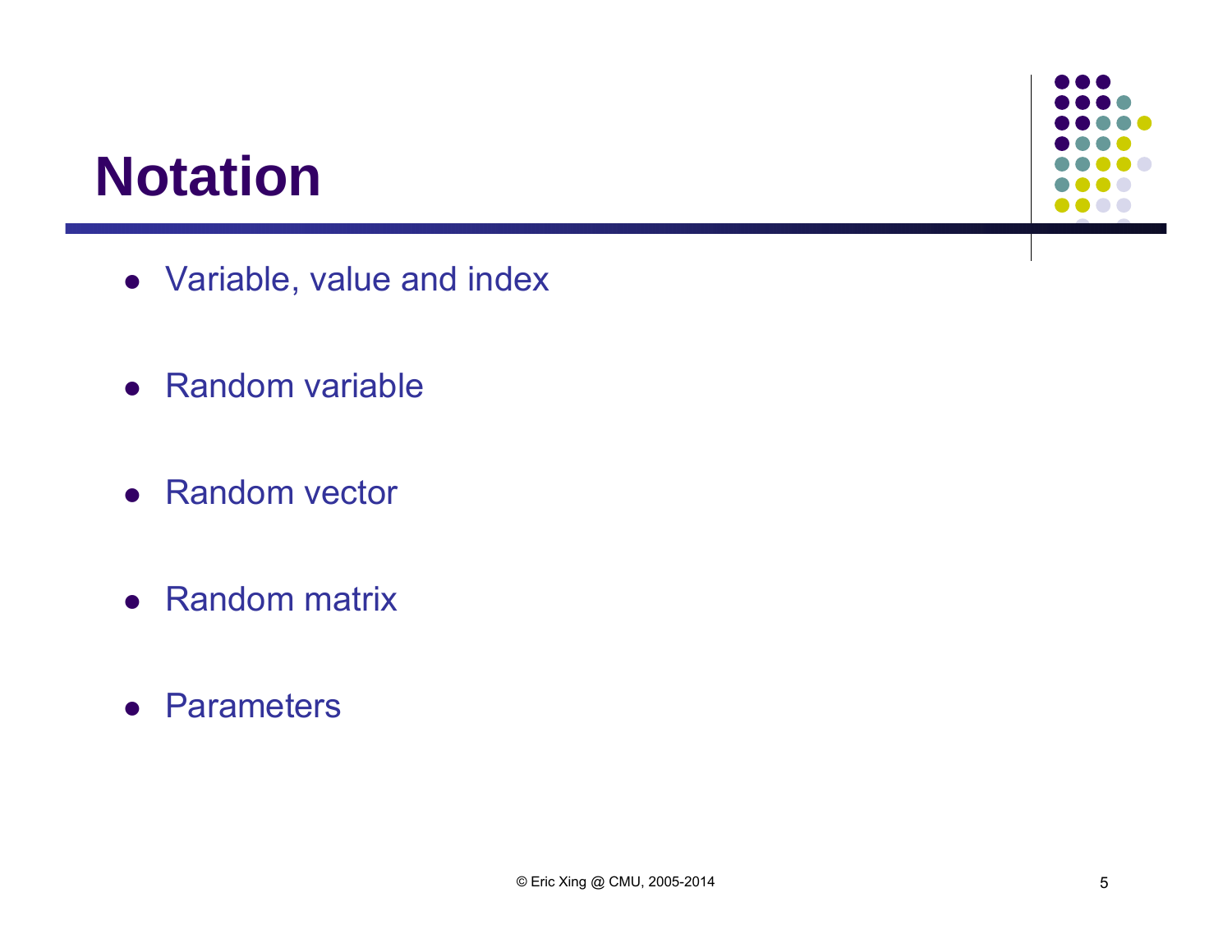# Notation

- Variable, value and index

- Random variable

- Random vector

- Random matrix

- Parameters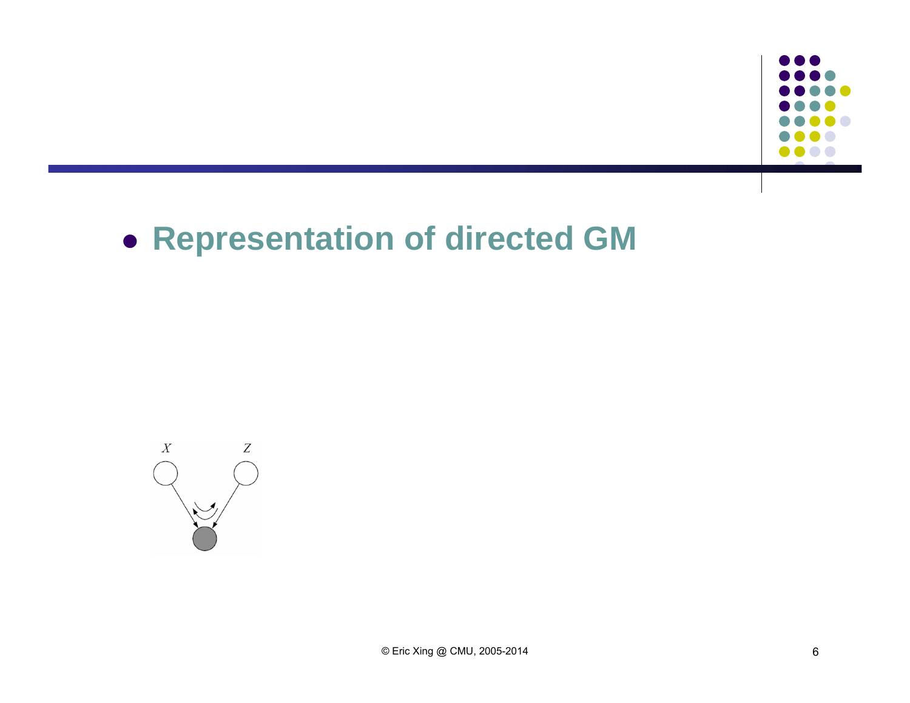- **Representation of directed GM**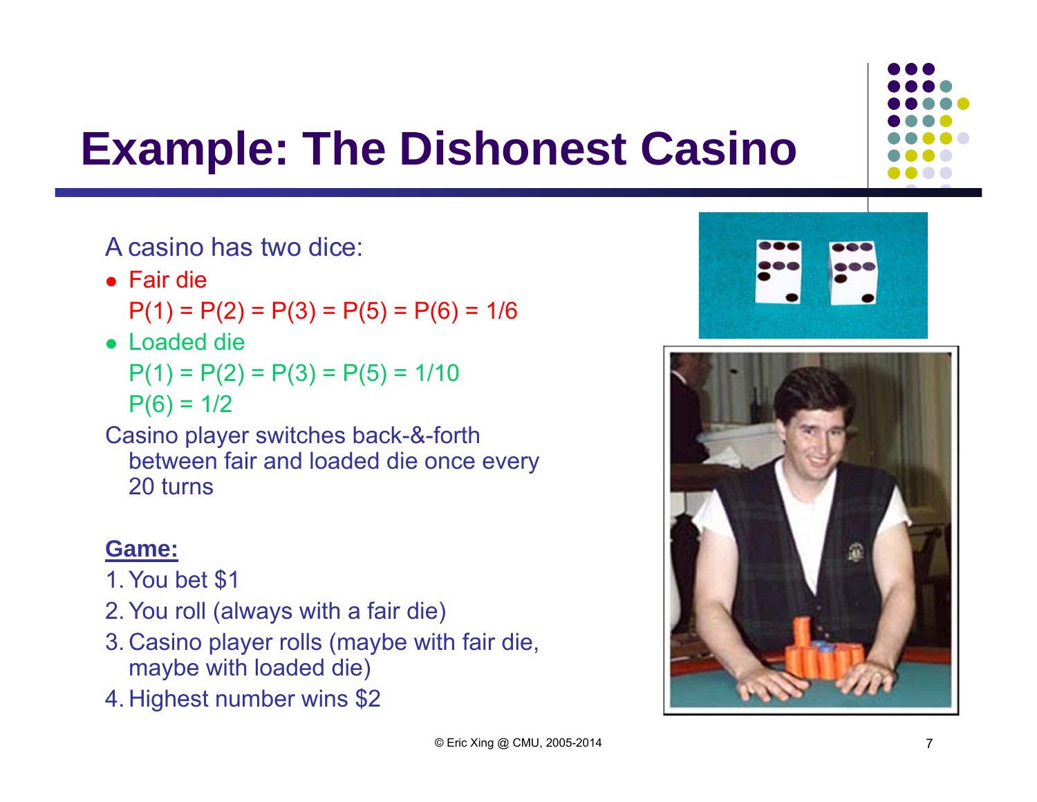# Example: The Dishonest Casino

A casino has two dice:

- Fair die
  P(1) = P(2) = P(3) = P(5) = P(6) = 1/6
- Loaded die
  P(1) = P(2) = P(3) = P(5) = 1/10
  P(6) = 1/2

Casino player switches back-&-forth between fair and loaded die once every 20 turns

**Game:**

1. You bet $1
2. You roll (always with a fair die)
3. Casino player rolls (maybe with fair die, maybe with loaded die)
4. Highest number wins $2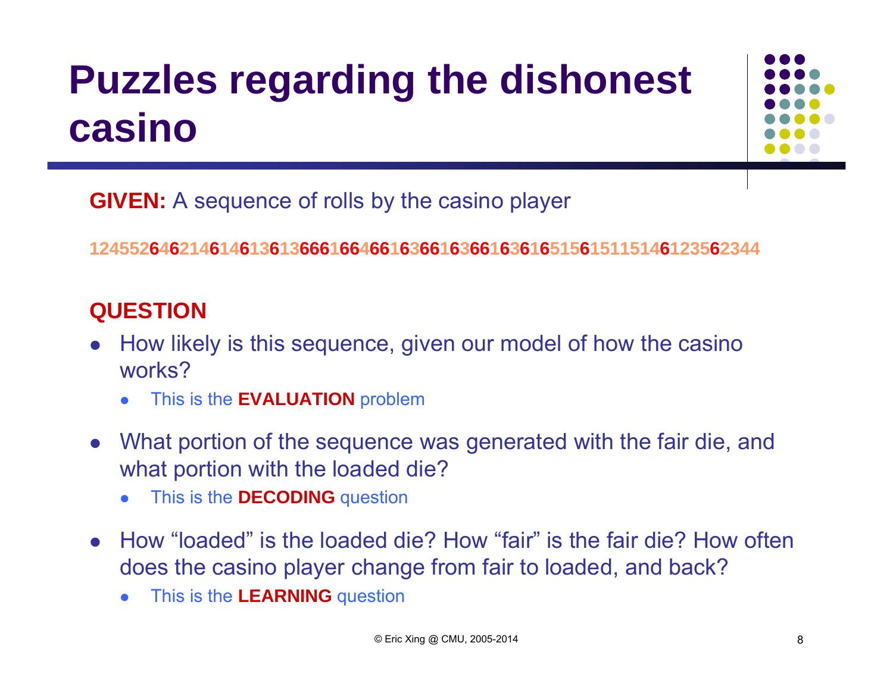# Puzzles regarding the dishonest casino

**GIVEN:** A sequence of rolls by the casino player

**1245526462146146136136661664661636616366163616515615115146123562344**

**QUESTION**

- How likely is this sequence, given our model of how the casino works?
  - This is the **EVALUATION** problem
- What portion of the sequence was generated with the fair die, and what portion with the loaded die?
  - This is the **DECODING** question
- How "loaded" is the loaded die? How "fair" is the fair die? How often does the casino player change from fair to loaded, and back?
  - This is the **LEARNING** question

© Eric Xing @ CMU, 2005-2014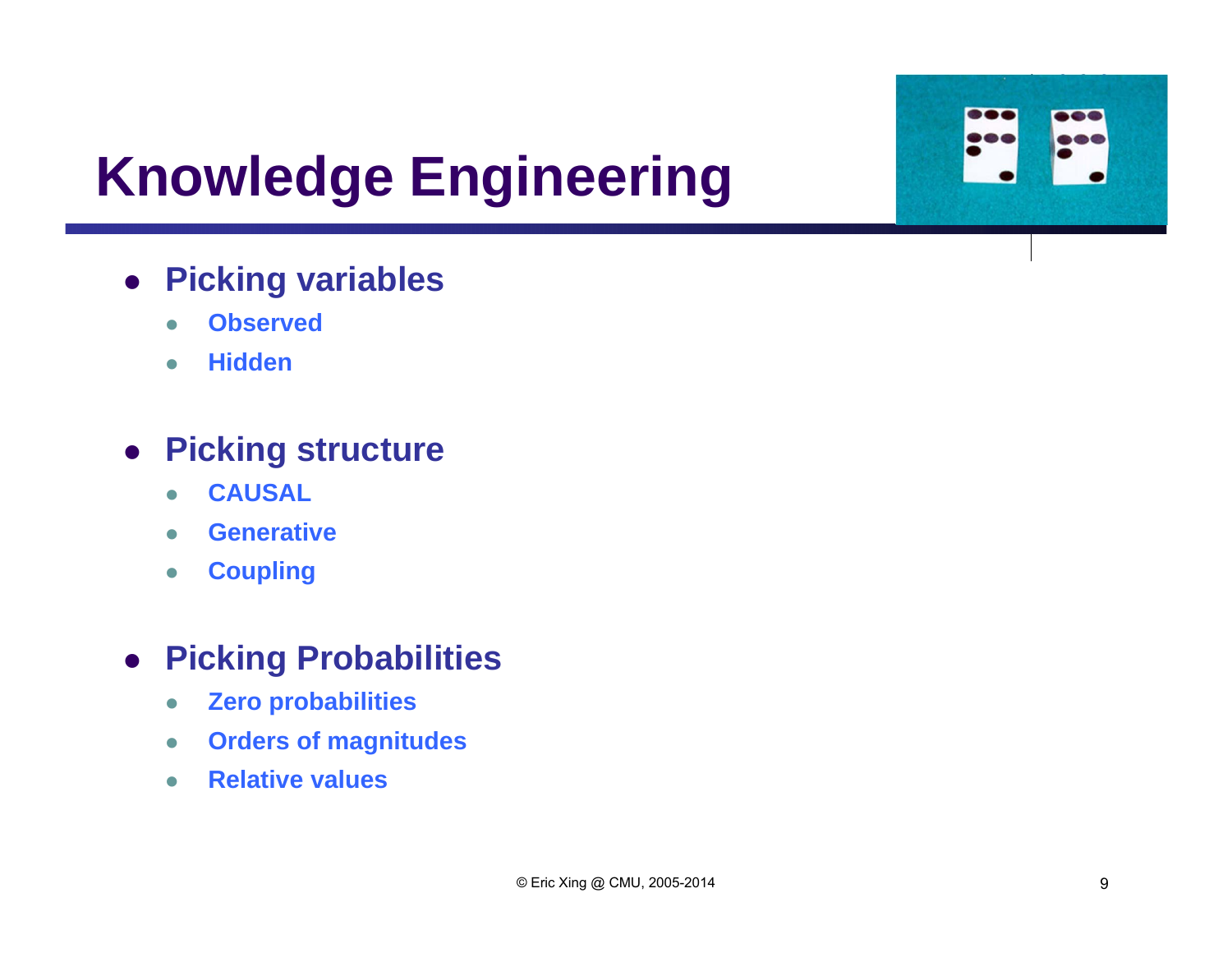# Knowledge Engineering

- **Picking variables**
  - **Observed**
  - **Hidden**
- **Picking structure**
  - **CAUSAL**
  - **Generative**
  - **Coupling**
- **Picking Probabilities**
  - **Zero probabilities**
  - **Orders of magnitudes**
  - **Relative values**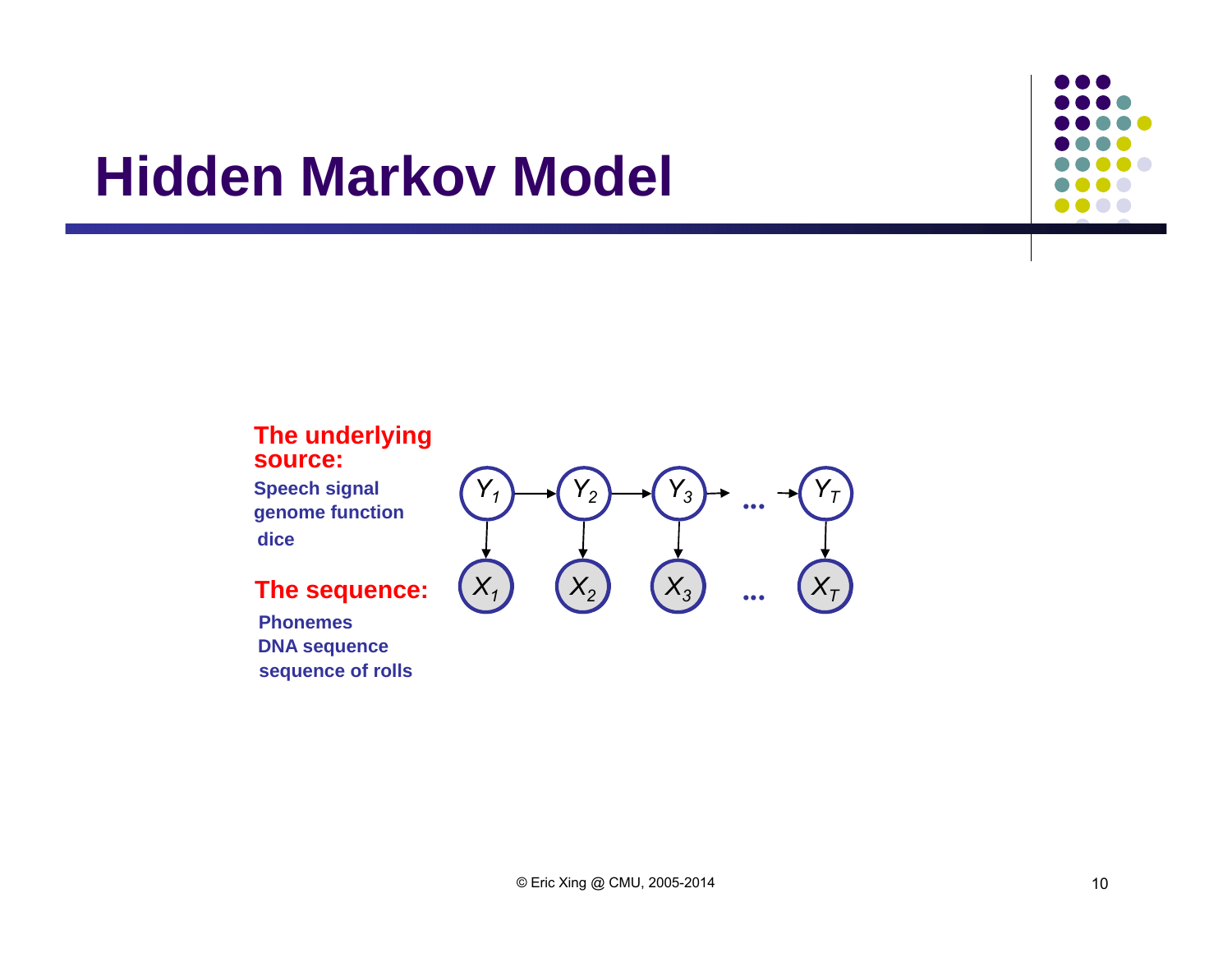# Hidden Markov Model

**The underlying source:**

**Speech signal**
**genome function**
**dice**

**The sequence:**

**Phonemes**
**DNA sequence**
**sequence of rolls**

$Y_1 \rightarrow Y_2 \rightarrow Y_3 \rightarrow \ldots \rightarrow Y_T$

$X_1 \quad X_2 \quad X_3 \quad \ldots \quad X_T$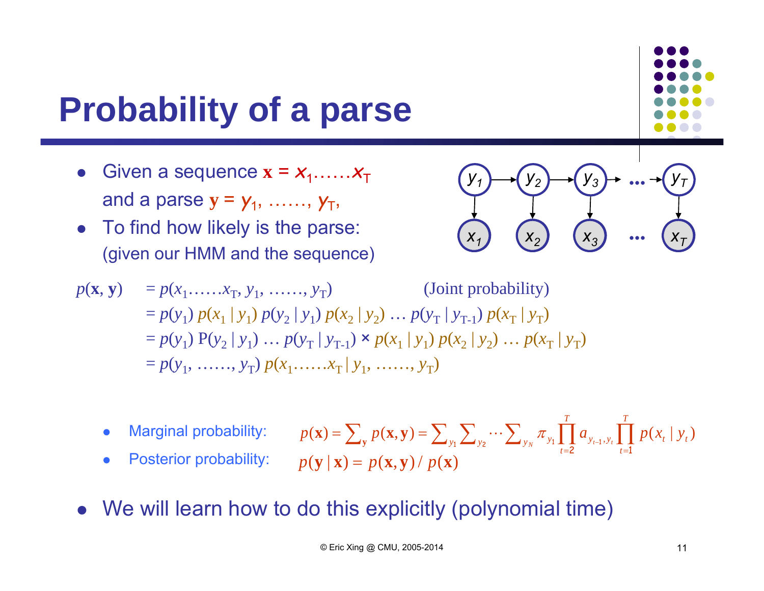# Probability of a parse

- Given a sequence $\mathbf{x} = x_1\ldots\ldots x_T$ and a parse $\mathbf{y} = y_1, \ldots\ldots, y_T$,
- To find how likely is the parse: (given our HMM and the sequence)

$$
\begin{aligned}
p(\mathbf{x}, \mathbf{y}) &= p(x_1\ldots\ldots x_T, y_1, \ldots\ldots, y_T) \qquad \text{(Joint probability)} \\
&= p(y_1)\, p(x_1 \mid y_1)\, p(y_2 \mid y_1)\, p(x_2 \mid y_2) \ldots p(y_T \mid y_{T-1})\, p(x_T \mid y_T) \\
&= p(y_1)\, P(y_2 \mid y_1) \ldots p(y_T \mid y_{T-1}) \times p(x_1 \mid y_1)\, p(x_2 \mid y_2) \ldots p(x_T \mid y_T) \\
&= p(y_1, \ldots\ldots, y_T)\, p(x_1\ldots\ldots x_T \mid y_1, \ldots\ldots, y_T)
\end{aligned}
$$

- Marginal probability: $p(\mathbf{x}) = \sum_{\mathbf{y}} p(\mathbf{x}, \mathbf{y}) = \sum_{y_1} \sum_{y_2} \cdots \sum_{y_N} \pi_{y_1} \prod_{t=2}^{T} a_{y_{t-1}, y_t} \prod_{t=1}^{T} p(x_t \mid y_t)$
- Posterior probability: $p(\mathbf{y} \mid \mathbf{x}) = p(\mathbf{x}, \mathbf{y}) / p(\mathbf{x})$

- We will learn how to do this explicitly (polynomial time)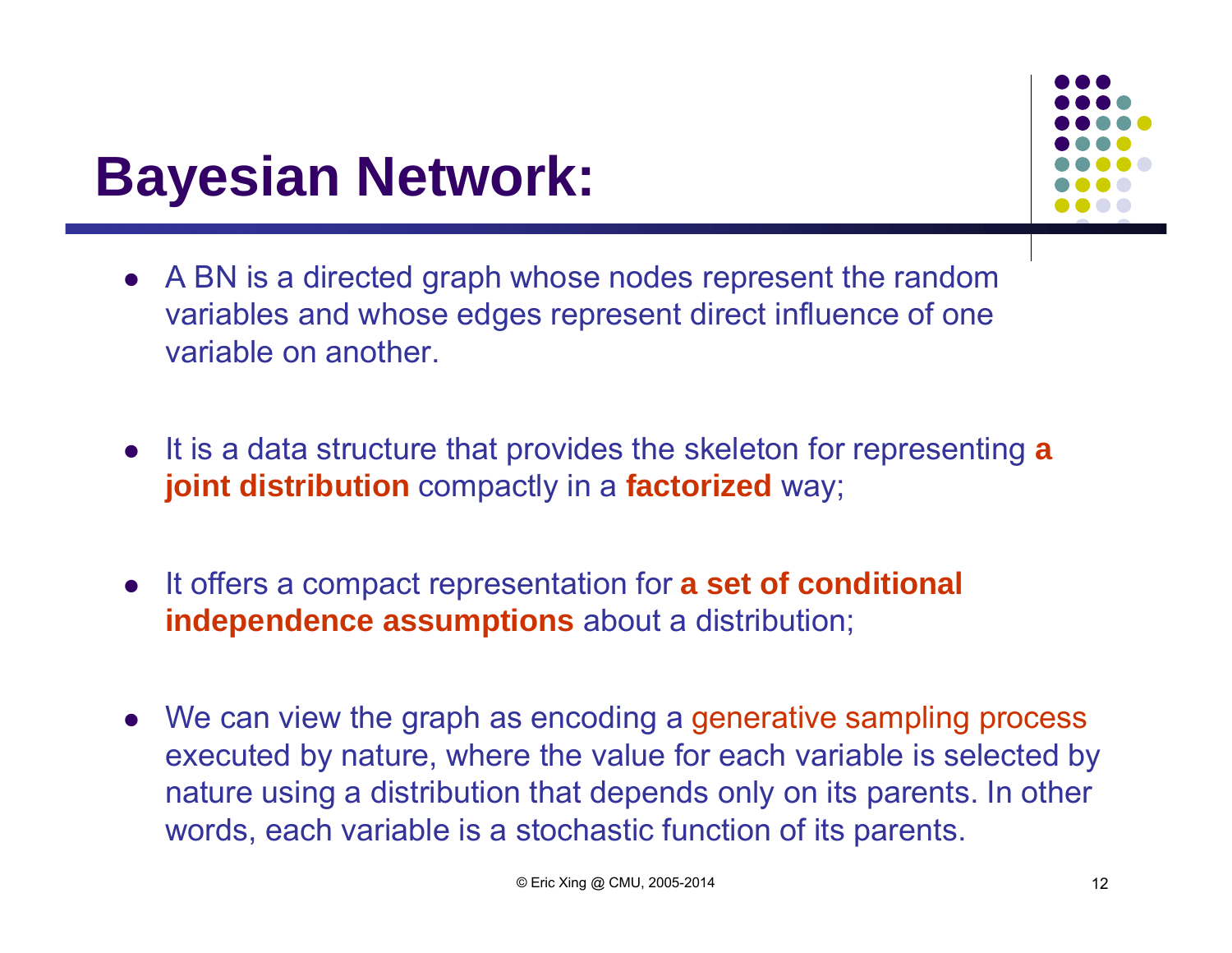# Bayesian Network:

- A BN is a directed graph whose nodes represent the random variables and whose edges represent direct influence of one variable on another.

- It is a data structure that provides the skeleton for representing **a joint distribution** compactly in a **factorized** way;

- It offers a compact representation for **a set of conditional independence assumptions** about a distribution;

- We can view the graph as encoding a generative sampling process executed by nature, where the value for each variable is selected by nature using a distribution that depends only on its parents. In other words, each variable is a stochastic function of its parents.

© Eric Xing @ CMU, 2005-2014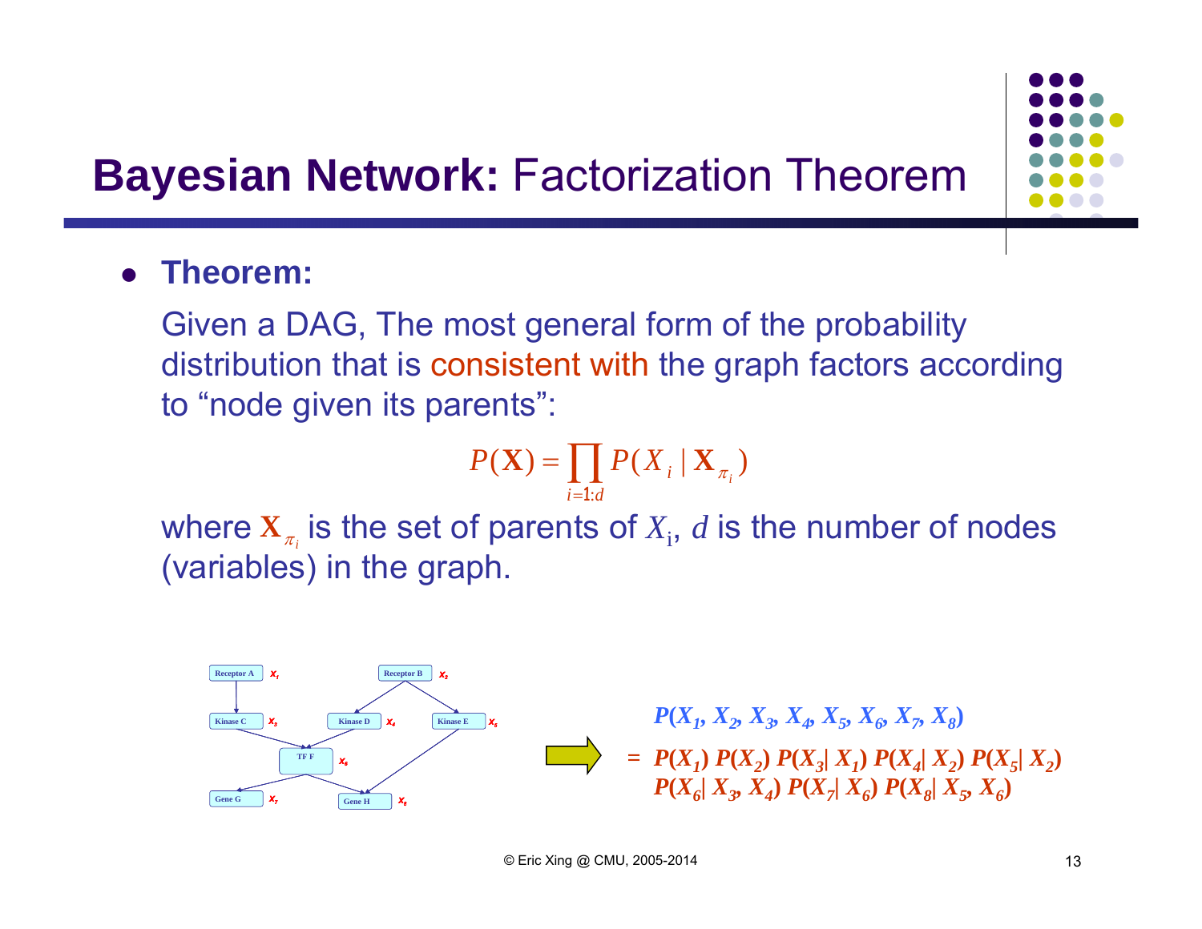# **Bayesian Network:** Factorization Theorem

- **Theorem:**

  Given a DAG, The most general form of the probability distribution that is consistent with the graph factors according to "node given its parents":

$$P(\mathbf{X}) = \prod_{i=1:d} P(X_i \mid \mathbf{X}_{\pi_i})$$

  where $\mathbf{X}_{\pi_i}$ is the set of parents of $X_i$, $d$ is the number of nodes (variables) in the graph.

$$P(X_1, X_2, X_3, X_4, X_5, X_6, X_7, X_8)$$

$$= P(X_1)\, P(X_2)\, P(X_3 \mid X_1)\, P(X_4 \mid X_2)\, P(X_5 \mid X_2)\, P(X_6 \mid X_3, X_4)\, P(X_7 \mid X_6)\, P(X_8 \mid X_5, X_6)$$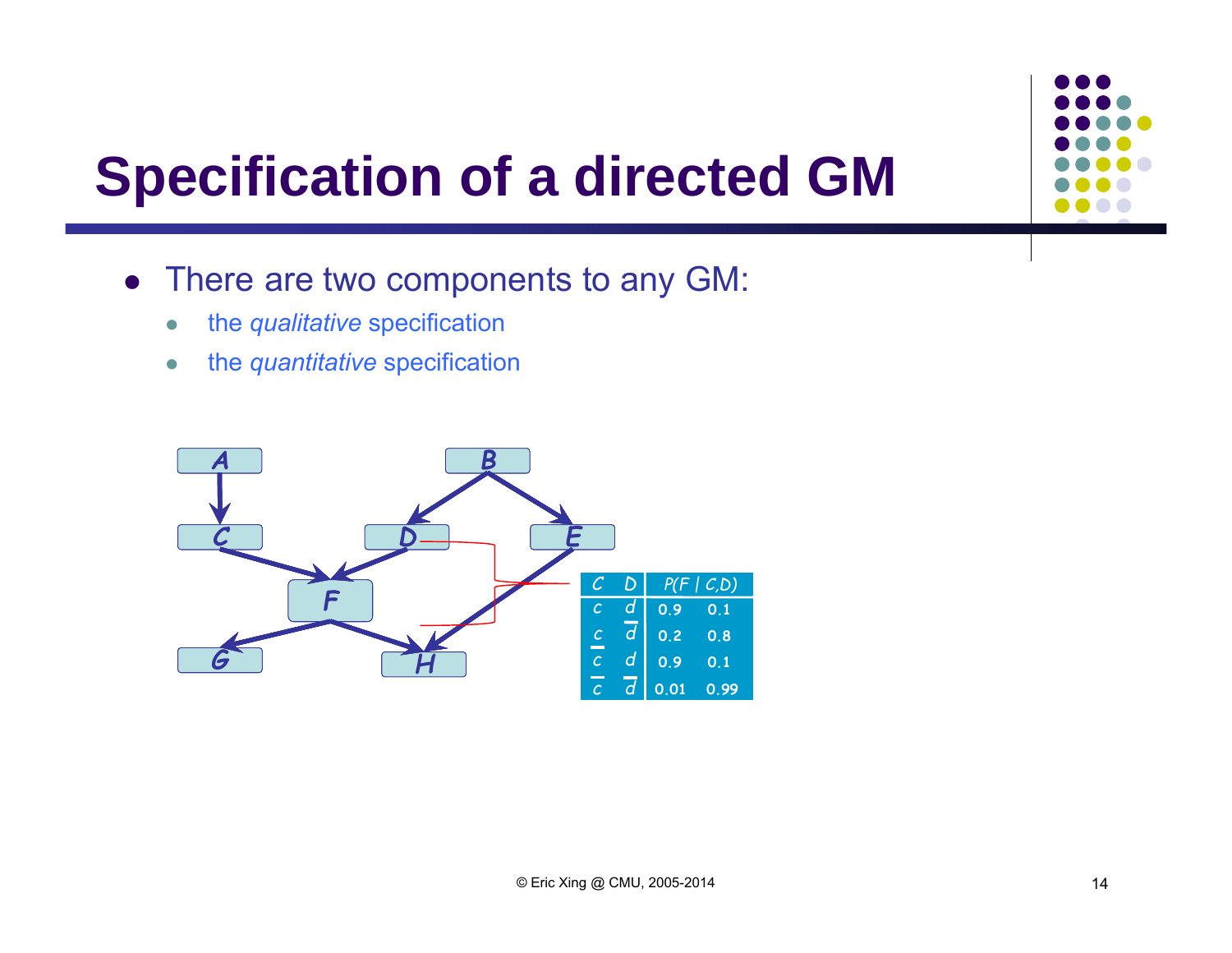# Specification of a directed GM

- There are two components to any GM:
  - the *qualitative* specification
  - the *quantitative* specification

| C | D | P(F \| C,D) | |
|---|---|---|---|
| $c$ | $d$ | 0.9 | 0.1 |
| $c$ | $\bar{d}$ | 0.2 | 0.8 |
| $\bar{c}$ | $d$ | 0.9 | 0.1 |
| $\bar{c}$ | $\bar{d}$ | 0.01 | 0.99 |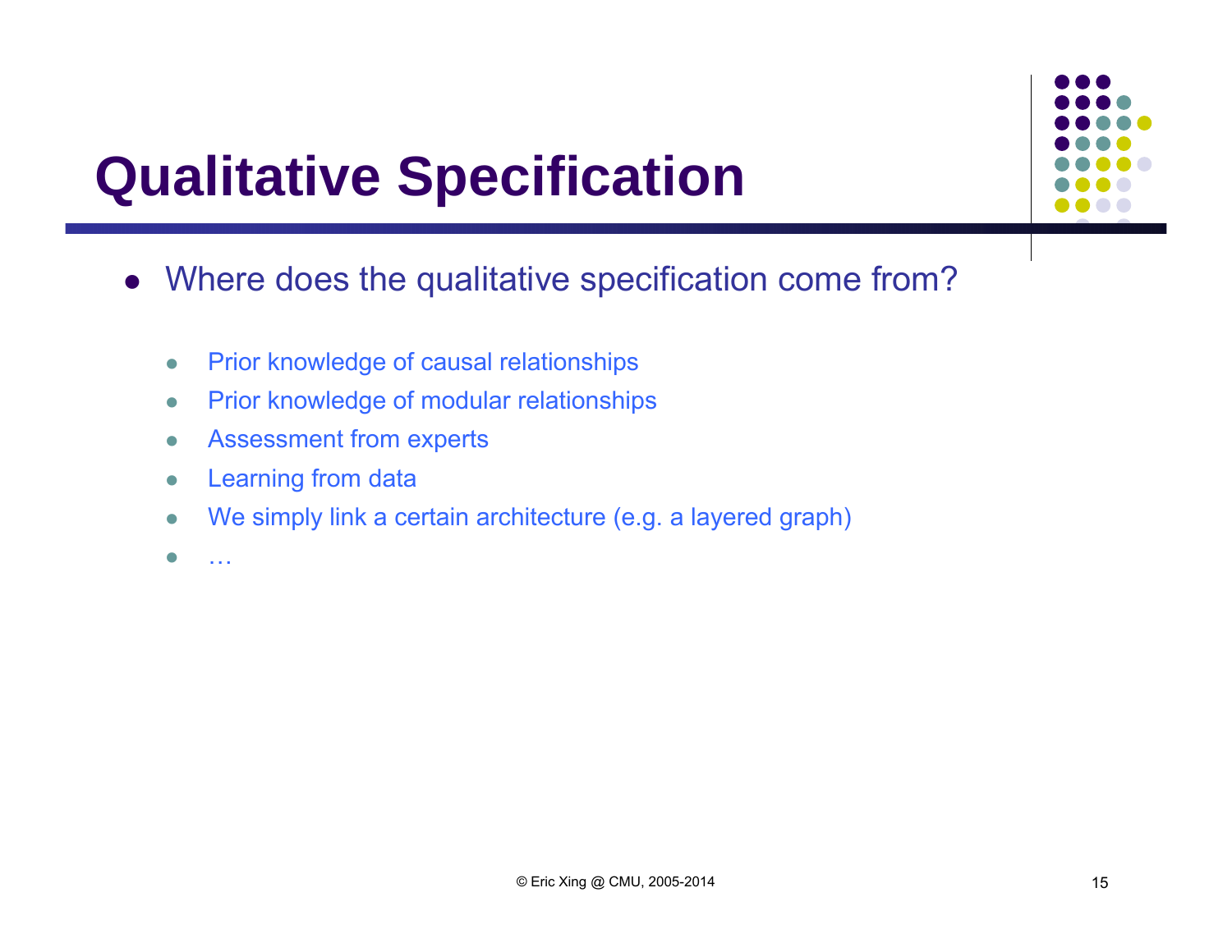# Qualitative Specification

- Where does the qualitative specification come from?
  - Prior knowledge of causal relationships
  - Prior knowledge of modular relationships
  - Assessment from experts
  - Learning from data
  - We simply link a certain architecture (e.g. a layered graph)
  - …

© Eric Xing @ CMU, 2005-2014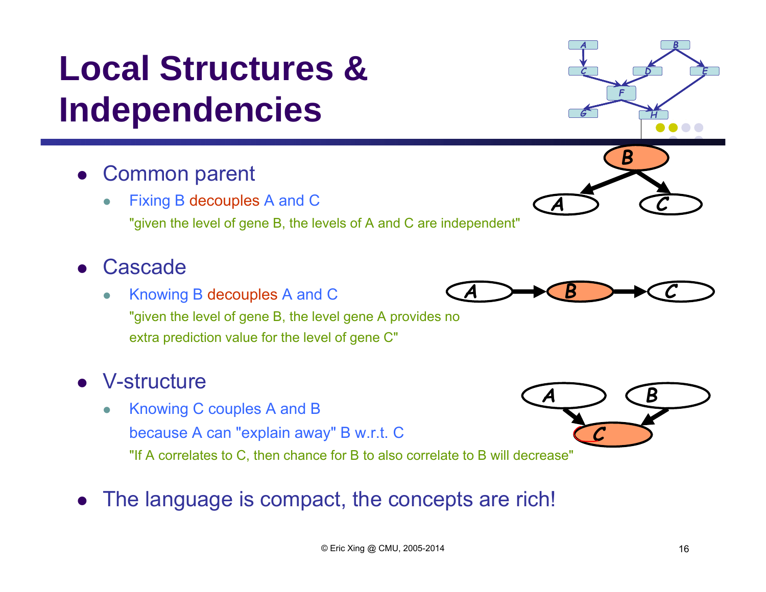# Local Structures & Independencies

- Common parent
  - Fixing B decouples A and C
    "given the level of gene B, the levels of A and C are independent"

- Cascade
  - Knowing B decouples A and C
    "given the level of gene B, the level gene A provides no extra prediction value for the level of gene C"

- V-structure
  - Knowing C couples A and B
    because A can "explain away" B w.r.t. C
    "If A correlates to C, then chance for B to also correlate to B will decrease"

- The language is compact, the concepts are rich!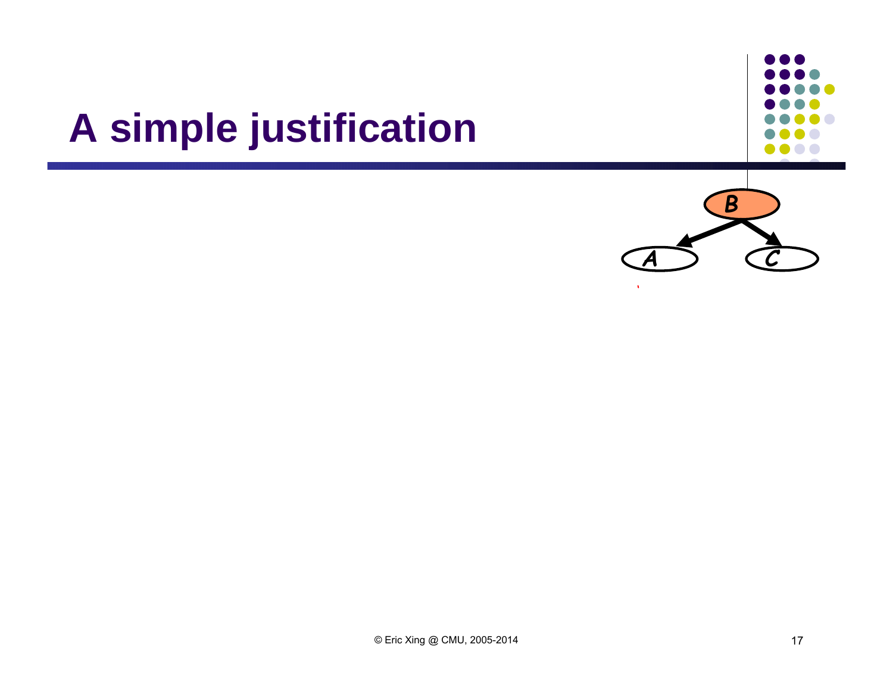# A simple justification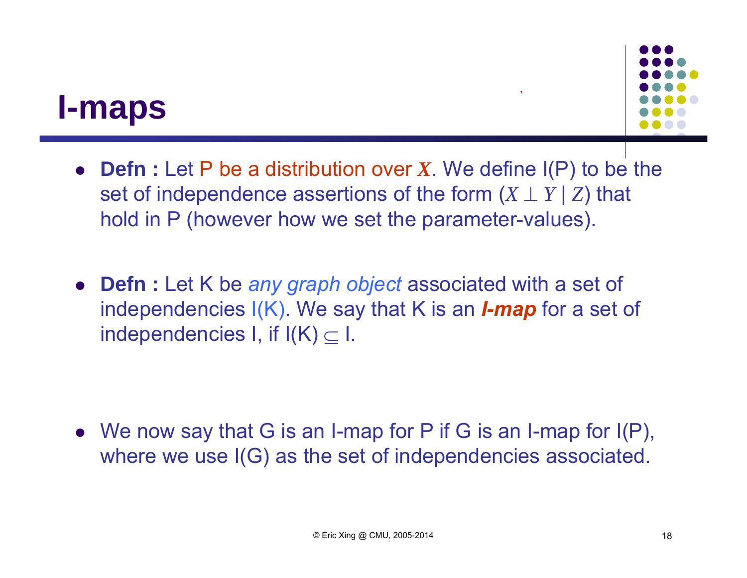# I-maps

- **Defn :** Let P be a distribution over $\boldsymbol{X}$. We define I(P) to be the set of independence assertions of the form $(X \perp Y \mid Z)$ that hold in P (however how we set the parameter-values).

- **Defn :** Let K be *any graph object* associated with a set of independencies I(K). We say that K is an ***I-map*** for a set of independencies I, if $I(K) \subseteq I$.

- We now say that G is an I-map for P if G is an I-map for I(P), where we use I(G) as the set of independencies associated.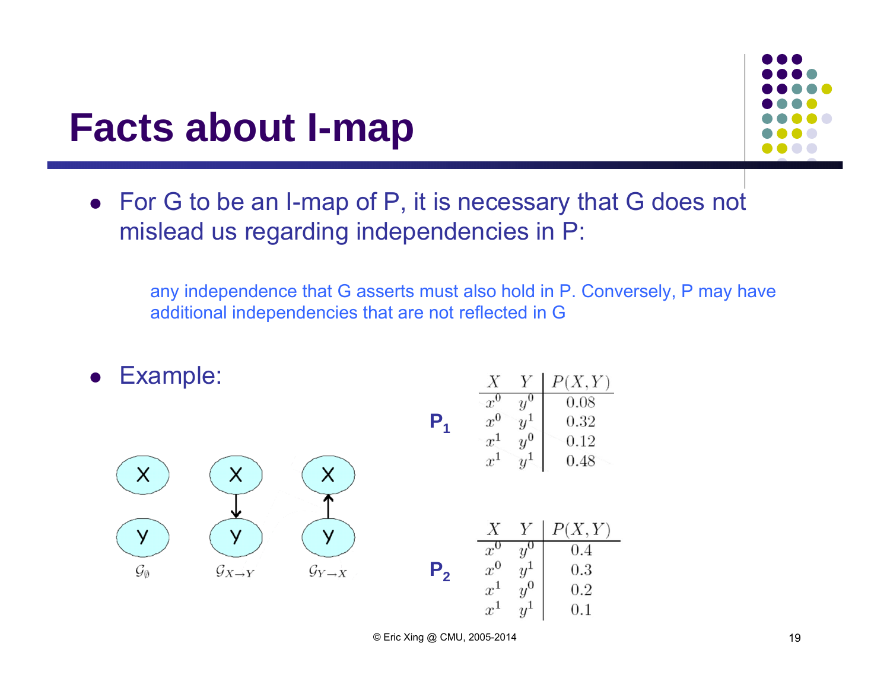# Facts about I-map

- For G to be an I-map of P, it is necessary that G does not mislead us regarding independencies in P:

  any independence that G asserts must also hold in P. Conversely, P may have additional independencies that are not reflected in G

- Example:

$\mathcal{G}_\emptyset$ $\quad$ $\mathcal{G}_{X \to Y}$ $\quad$ $\mathcal{G}_{Y \to X}$

**$P_1$**

| $X$ | $Y$ | $P(X,Y)$ |
|---|---|---|
| $x^0$ | $y^0$ | 0.08 |
| $x^0$ | $y^1$ | 0.32 |
| $x^1$ | $y^0$ | 0.12 |
| $x^1$ | $y^1$ | 0.48 |

**$P_2$**

| $X$ | $Y$ | $P(X,Y)$ |
|---|---|---|
| $x^0$ | $y^0$ | 0.4 |
| $x^0$ | $y^1$ | 0.3 |
| $x^1$ | $y^0$ | 0.2 |
| $x^1$ | $y^1$ | 0.1 |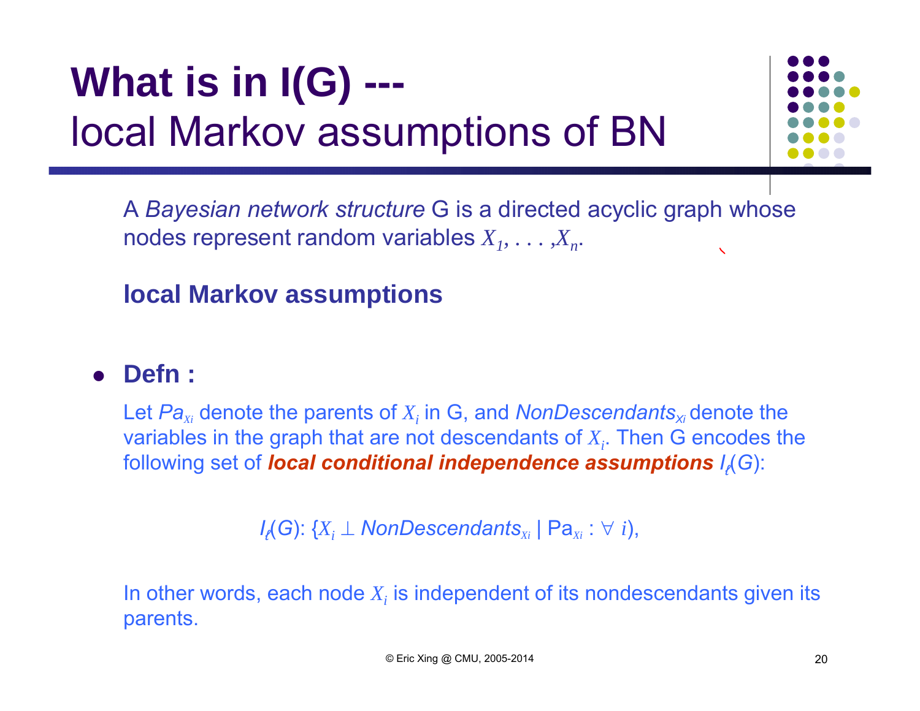# What is in I(G) --- local Markov assumptions of BN

A *Bayesian network structure* G is a directed acyclic graph whose nodes represent random variables $X_1, \ldots, X_n$.

**local Markov assumptions**

- **Defn :**

Let $Pa_{X_i}$ denote the parents of $X_i$ in G, and $NonDescendants_{X_i}$ denote the variables in the graph that are not descendants of $X_i$. Then G encodes the following set of ***local conditional independence assumptions*** $I_\ell(G)$:

$$I_\ell(G): \{X_i \perp NonDescendants_{X_i} \mid \mathrm{Pa}_{X_i} : \forall\, i\},$$

In other words, each node $X_i$ is independent of its nondescendants given its parents.

© Eric Xing @ CMU, 2005-2014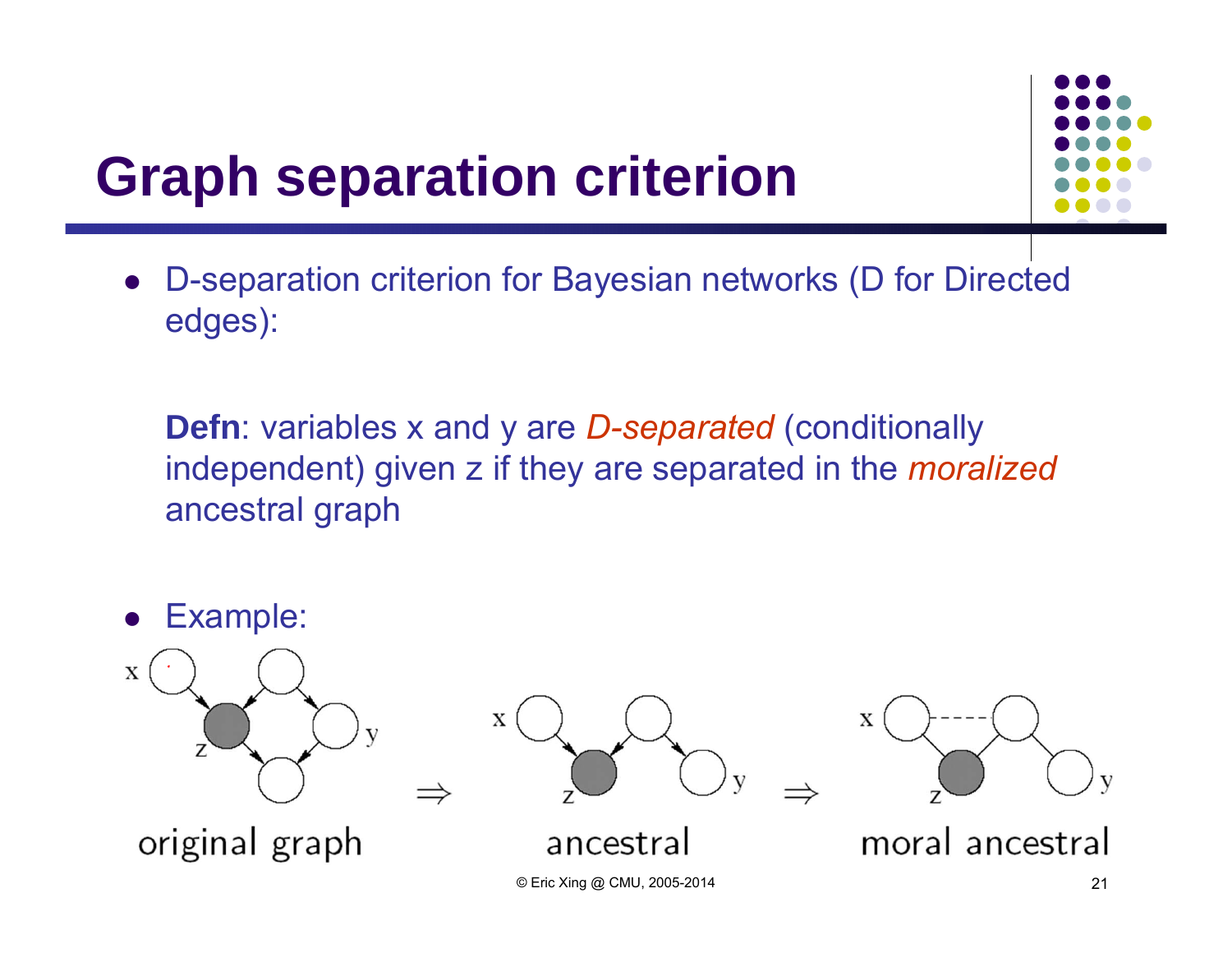# Graph separation criterion

- D-separation criterion for Bayesian networks (D for Directed edges):

  **Defn**: variables x and y are *D-separated* (conditionally independent) given z if they are separated in the *moralized* ancestral graph

- Example:

original graph ⇒ ancestral ⇒ moral ancestral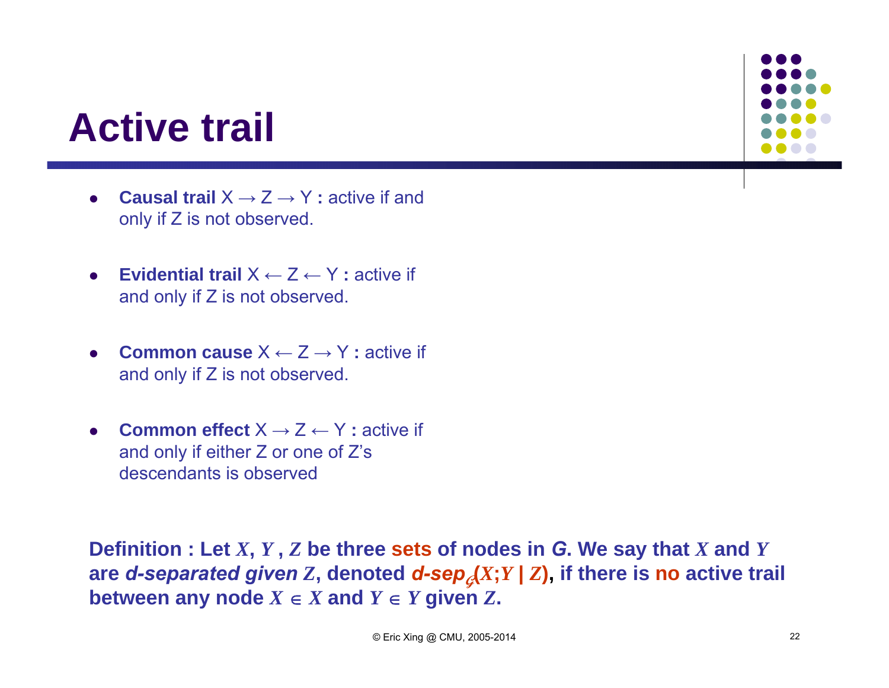# Active trail

- **Causal trail** $X \rightarrow Z \rightarrow Y$ **:** active if and only if Z is not observed.
- **Evidential trail** $X \leftarrow Z \leftarrow Y$ **:** active if and only if Z is not observed.
- **Common cause** $X \leftarrow Z \rightarrow Y$ **:** active if and only if Z is not observed.
- **Common effect** $X \rightarrow Z \leftarrow Y$ **:** active if and only if either Z or one of Z's descendants is observed

**Definition : Let $\boldsymbol{X}$, $\boldsymbol{Y}$ , $\boldsymbol{Z}$ be three sets of nodes in *G*. We say that $\boldsymbol{X}$ and $\boldsymbol{Y}$ are *d-separated given* $\boldsymbol{Z}$, denoted *d-sep*$_{\mathcal{G}}(\boldsymbol{X};\boldsymbol{Y} \mid \boldsymbol{Z})$, if there is no active trail between any node $X \in \boldsymbol{X}$ and $Y \in \boldsymbol{Y}$ given $\boldsymbol{Z}$.**

© Eric Xing @ CMU, 2005-2014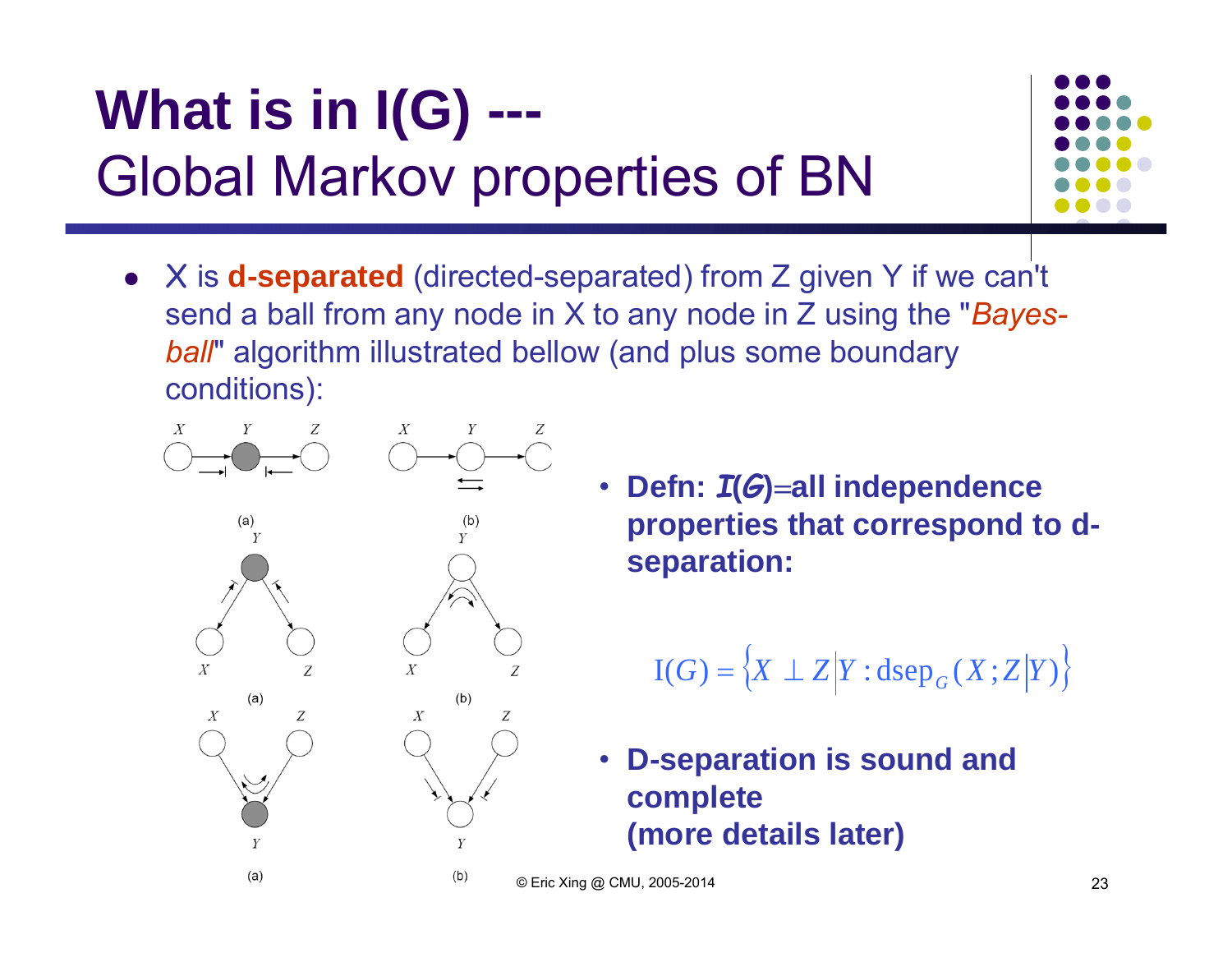# What is in I(G) --- Global Markov properties of BN

- X is **d-separated** (directed-separated) from Z given Y if we can't send a ball from any node in X to any node in Z using the "*Bayes-ball*" algorithm illustrated bellow (and plus some boundary conditions):

- **Defn: $\mathcal{I}(G)$=all independence properties that correspond to d-separation:**

$$\mathrm{I}(G) = \left\{ X \perp Z \middle| Y : \mathrm{dsep}_G(X; Z \middle| Y) \right\}$$

- **D-separation is sound and complete (more details later)**

© Eric Xing @ CMU, 2005-2014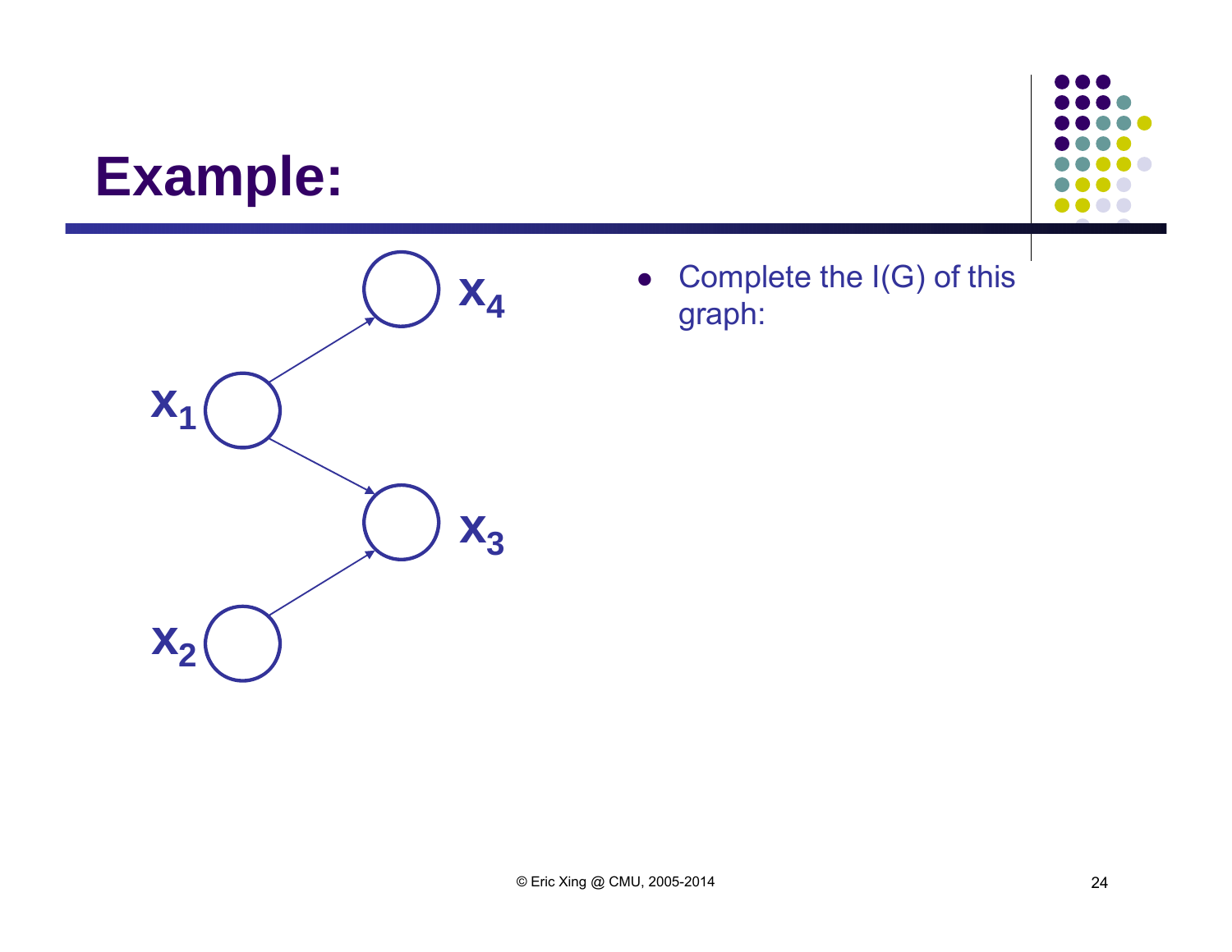# Example:

- Complete the I(G) of this graph: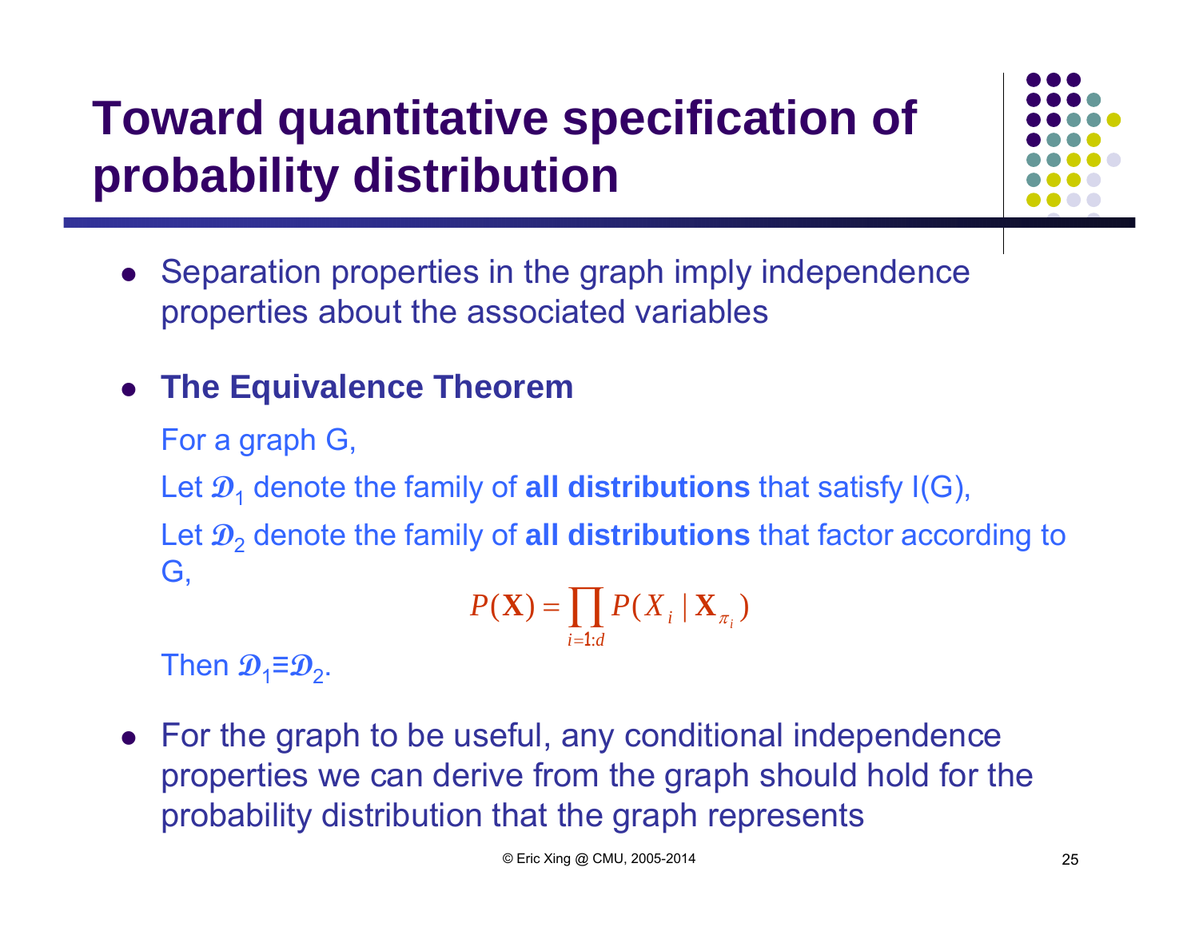# Toward quantitative specification of probability distribution

- Separation properties in the graph imply independence properties about the associated variables

- **The Equivalence Theorem**

  For a graph G,

  Let $\mathcal{D}_1$ denote the family of **all distributions** that satisfy I(G),

  Let $\mathcal{D}_2$ denote the family of **all distributions** that factor according to G,

$$P(\mathbf{X}) = \prod_{i=1:d} P(X_i \mid \mathbf{X}_{\pi_i})$$

  Then $\mathcal{D}_1 \equiv \mathcal{D}_2$.

- For the graph to be useful, any conditional independence properties we can derive from the graph should hold for the probability distribution that the graph represents

© Eric Xing @ CMU, 2005-2014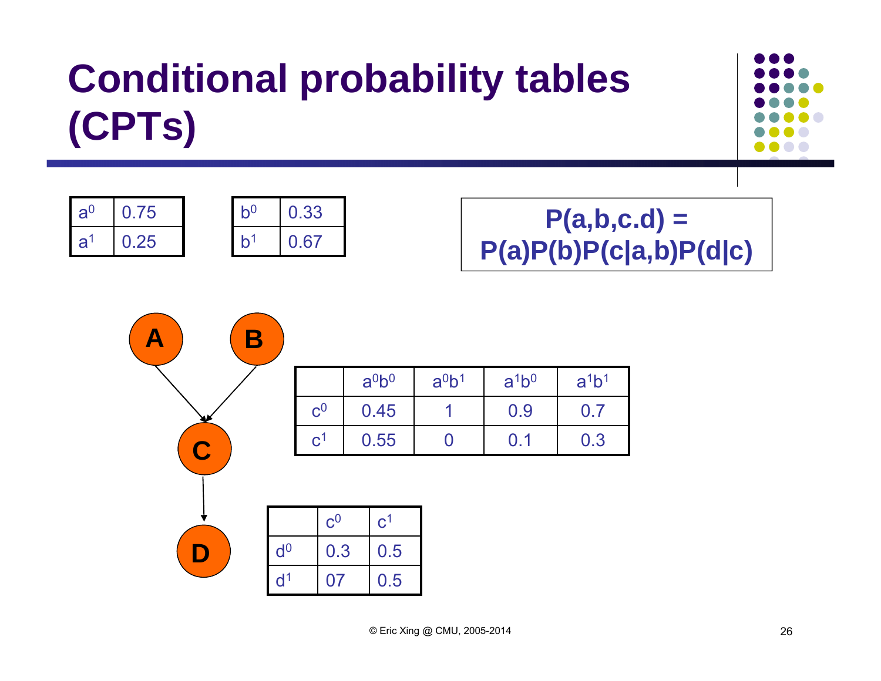# Conditional probability tables (CPTs)

| | |
|---|---|
| $a^0$ | 0.75 |
| $a^1$ | 0.25 |

| | |
|---|---|
| $b^0$ | 0.33 |
| $b^1$ | 0.67 |

**P(a,b,c.d) = P(a)P(b)P(c|a,b)P(d|c)**

A → C, B → C, C → D

| | $a^0b^0$ | $a^0b^1$ | $a^1b^0$ | $a^1b^1$ |
|---|---|---|---|---|
| $c^0$ | 0.45 | 1 | 0.9 | 0.7 |
| $c^1$ | 0.55 | 0 | 0.1 | 0.3 |

| | $c^0$ | $c^1$ |
|---|---|---|
| $d^0$ | 0.3 | 0.5 |
| $d^1$ | 07 | 0.5 |

© Eric Xing @ CMU, 2005-2014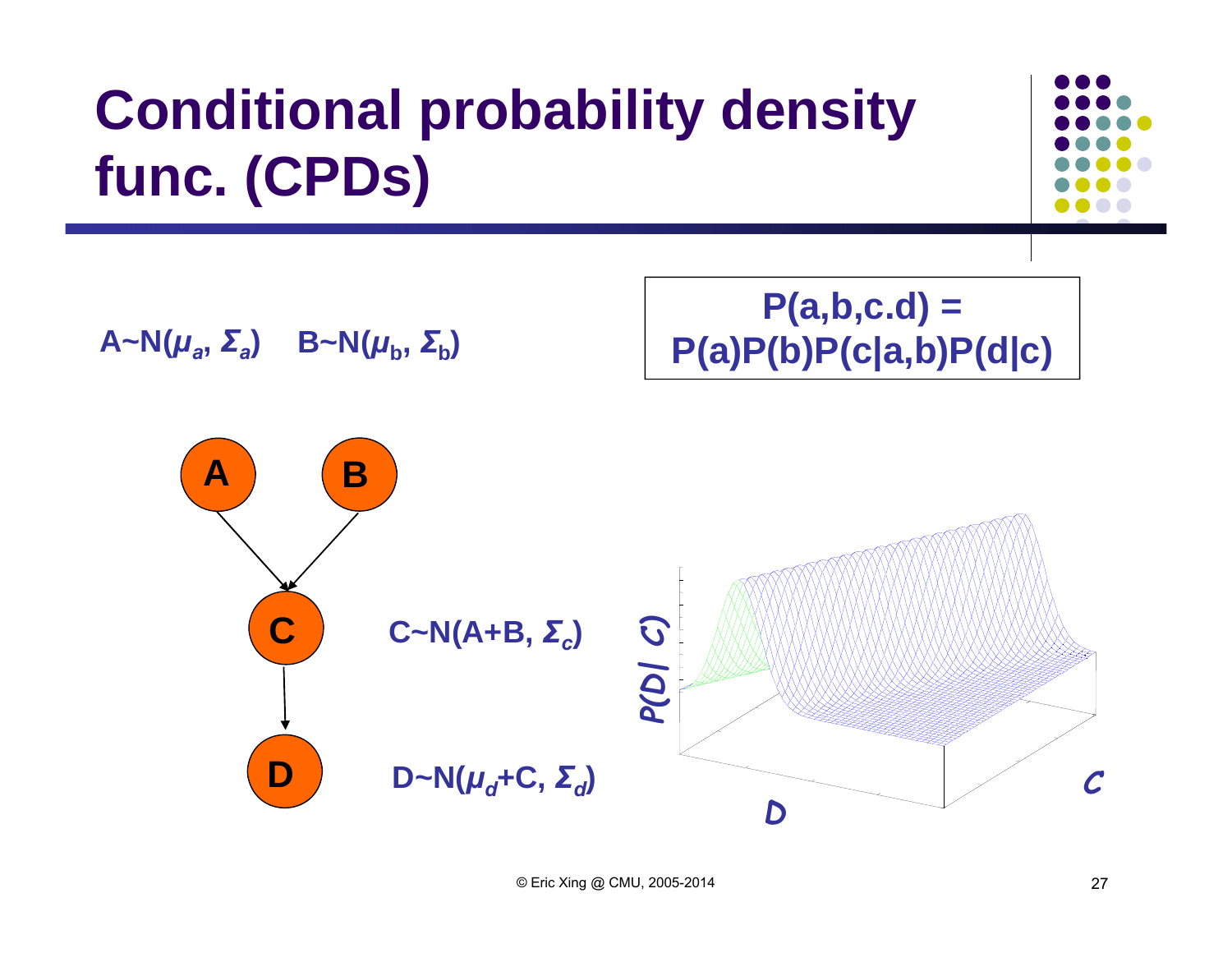# Conditional probability density func. (CPDs)

$A \sim N(\mu_a, \Sigma_a)$ $B \sim N(\mu_b, \Sigma_b)$

$$P(a,b,c.d) = P(a)P(b)P(c|a,b)P(d|c)$$

$C \sim N(A+B, \Sigma_c)$

$D \sim N(\mu_d + C, \Sigma_d)$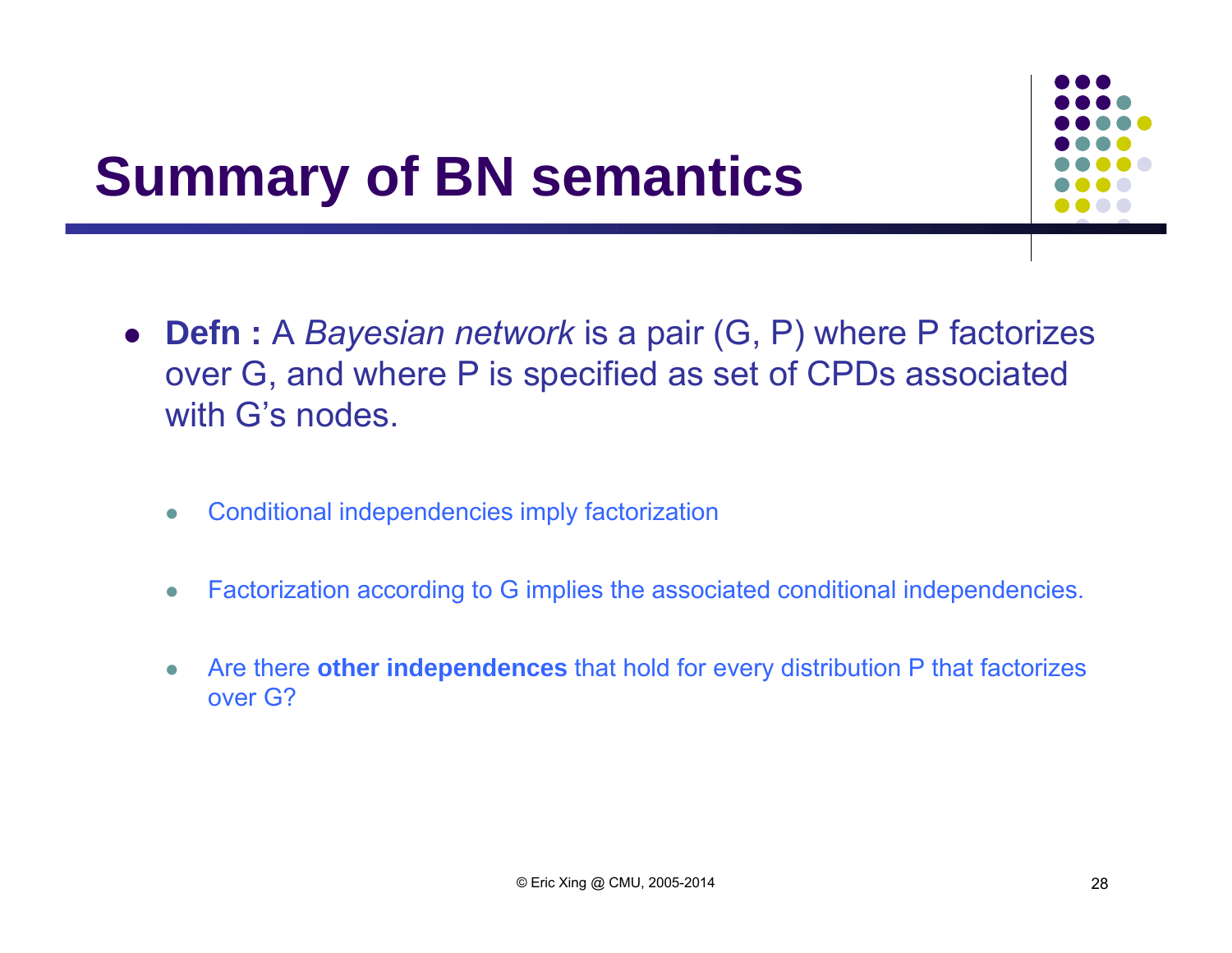# Summary of BN semantics

- **Defn :** A *Bayesian network* is a pair (G, P) where P factorizes over G, and where P is specified as set of CPDs associated with G's nodes.

  - Conditional independencies imply factorization

  - Factorization according to G implies the associated conditional independencies.

  - Are there **other independences** that hold for every distribution P that factorizes over G?

© Eric Xing @ CMU, 2005-2014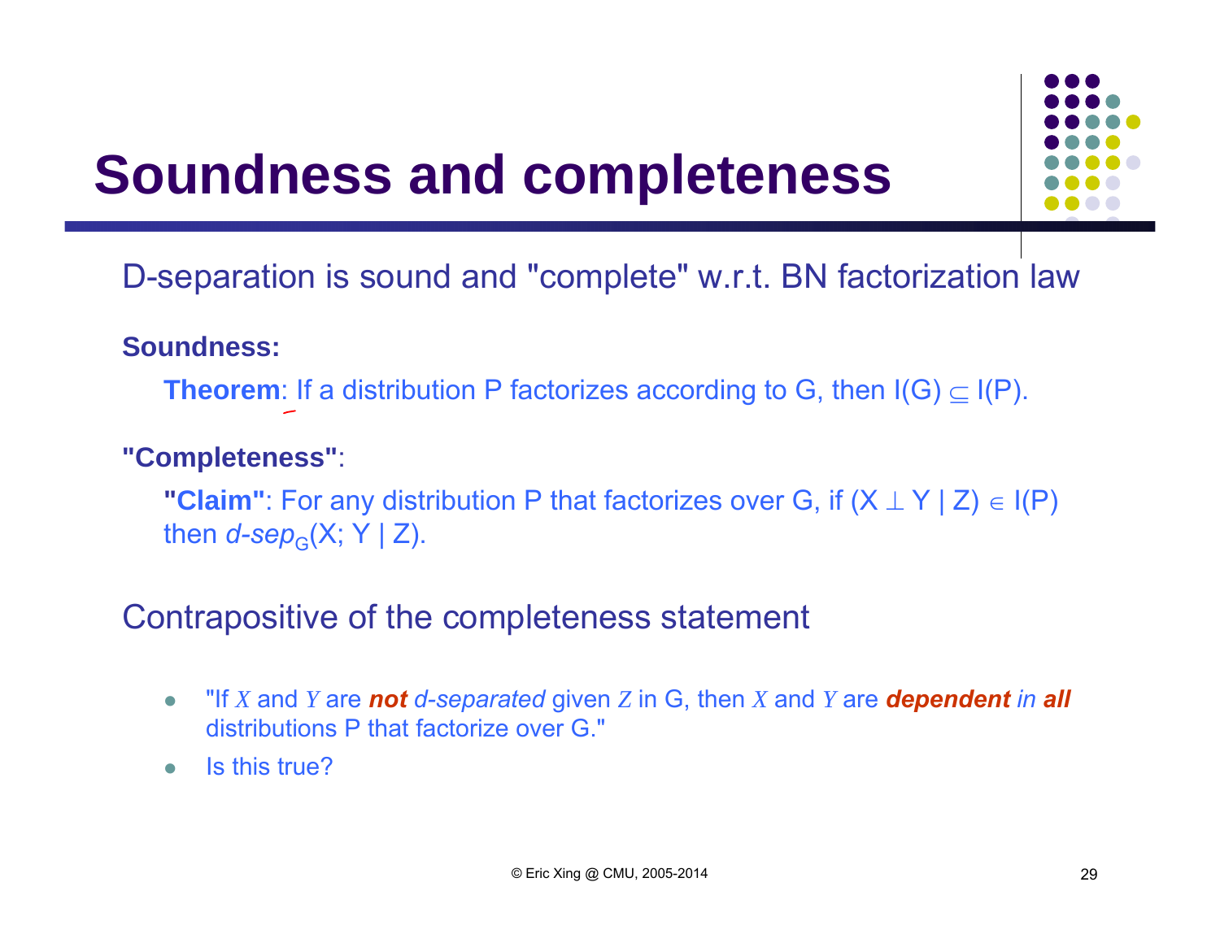# Soundness and completeness

D-separation is sound and "complete" w.r.t. BN factorization law

**Soundness:**

**Theorem**: If a distribution P factorizes according to G, then $I(G) \subseteq I(P)$.

**"Completeness"**:

**"Claim"**: For any distribution P that factorizes over G, if $(X \perp Y \mid Z) \in I(P)$ then $d\text{-}sep_G(X; Y \mid Z)$.

Contrapositive of the completeness statement

- "If $X$ and $Y$ are ***not*** *d-separated* given $Z$ in G, then $X$ and $Y$ are ***dependent*** *in* ***all*** distributions P that factorize over G."
- Is this true?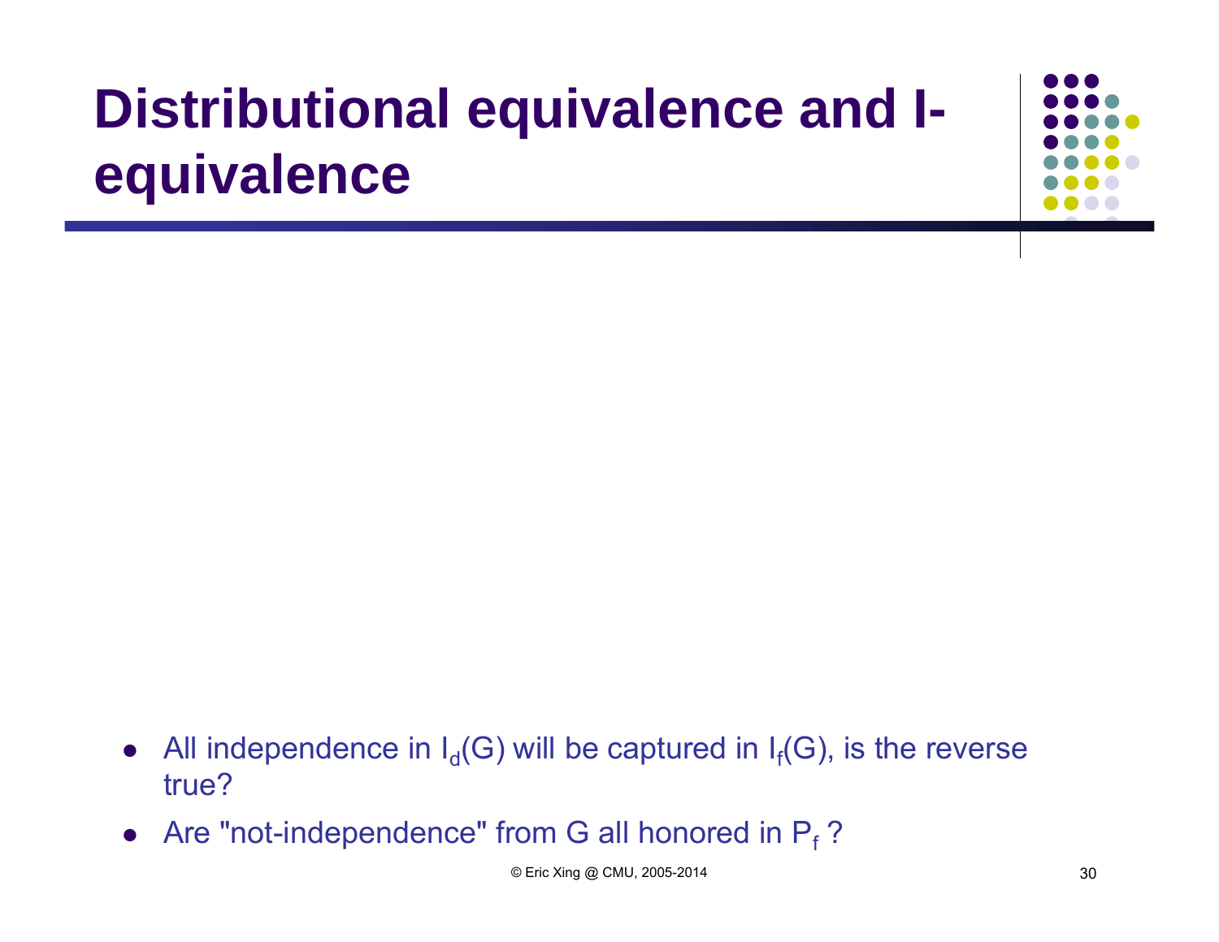# Distributional equivalence and I-equivalence

- All independence in $I_d(G)$ will be captured in $I_f(G)$, is the reverse true?
- Are "not-independence" from G all honored in $P_f$ ?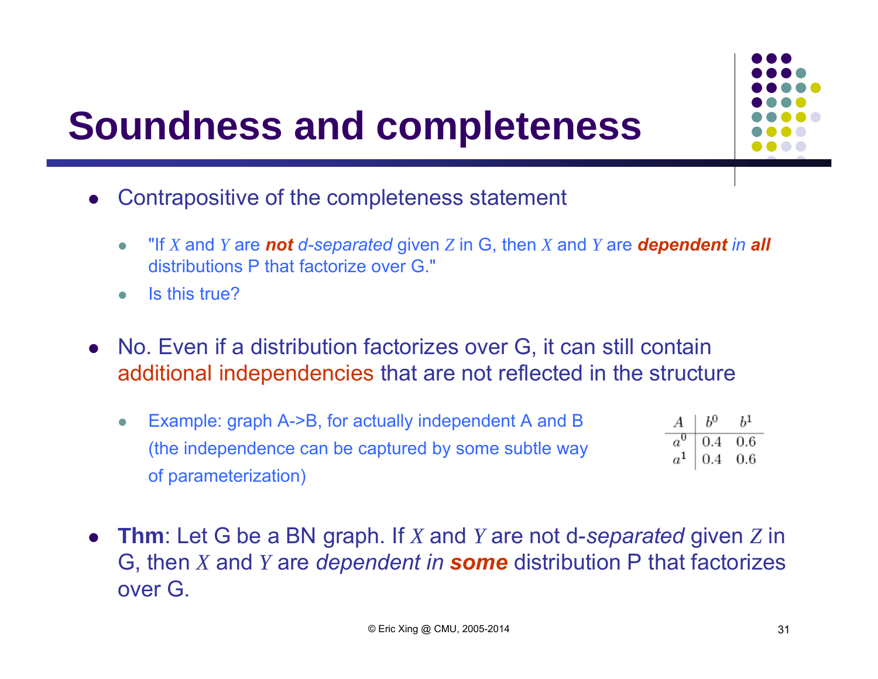# Soundness and completeness

- Contrapositive of the completeness statement
  - "If $X$ and $Y$ are ***not*** *d-separated* given $Z$ in G, then $X$ and $Y$ are ***dependent*** *in* ***all*** distributions P that factorize over G."
  - Is this true?

- No. Even if a distribution factorizes over G, it can still contain additional independencies that are not reflected in the structure
  - Example: graph A->B, for actually independent A and B (the independence can be captured by some subtle way of parameterization)

| $A$ | $b^0$ | $b^1$ |
|---|---|---|
| $a^0$ | 0.4 | 0.6 |
| $a^1$ | 0.4 | 0.6 |

- **Thm**: Let G be a BN graph. If $X$ and $Y$ are not d-*separated* given $Z$ in G, then $X$ and $Y$ are *dependent in* ***some*** distribution P that factorizes over G.

© Eric Xing @ CMU, 2005-2014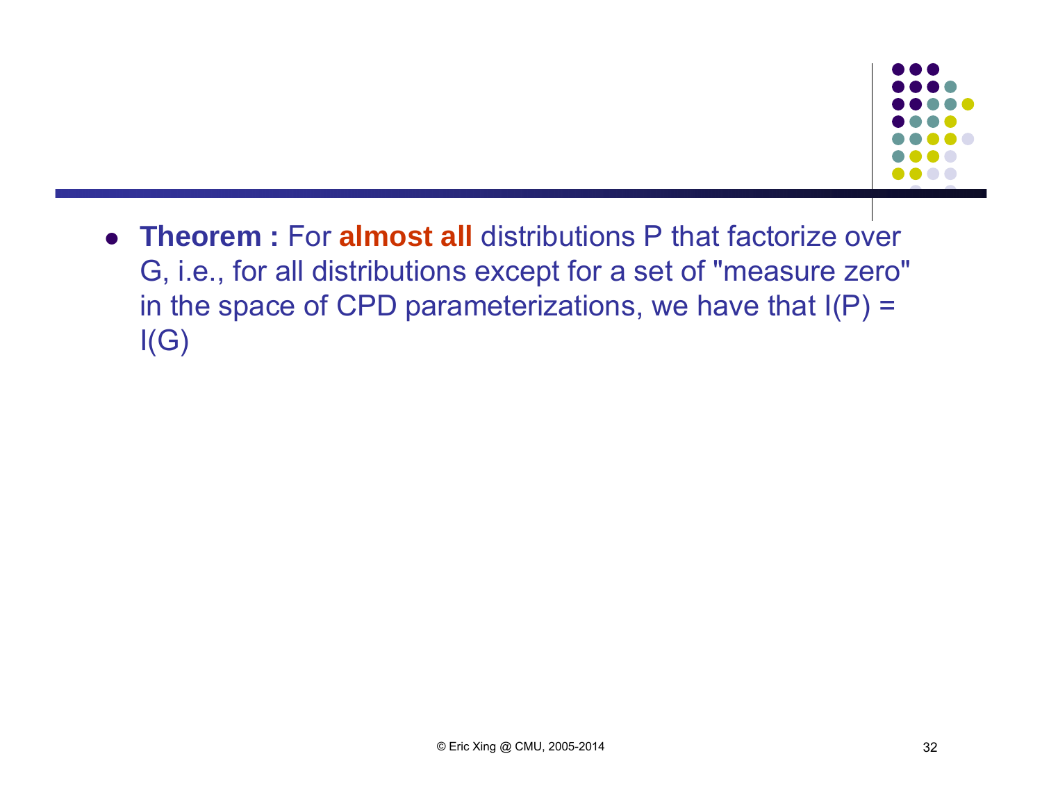- **Theorem :** For **almost all** distributions P that factorize over G, i.e., for all distributions except for a set of "measure zero" in the space of CPD parameterizations, we have that I(P) = I(G)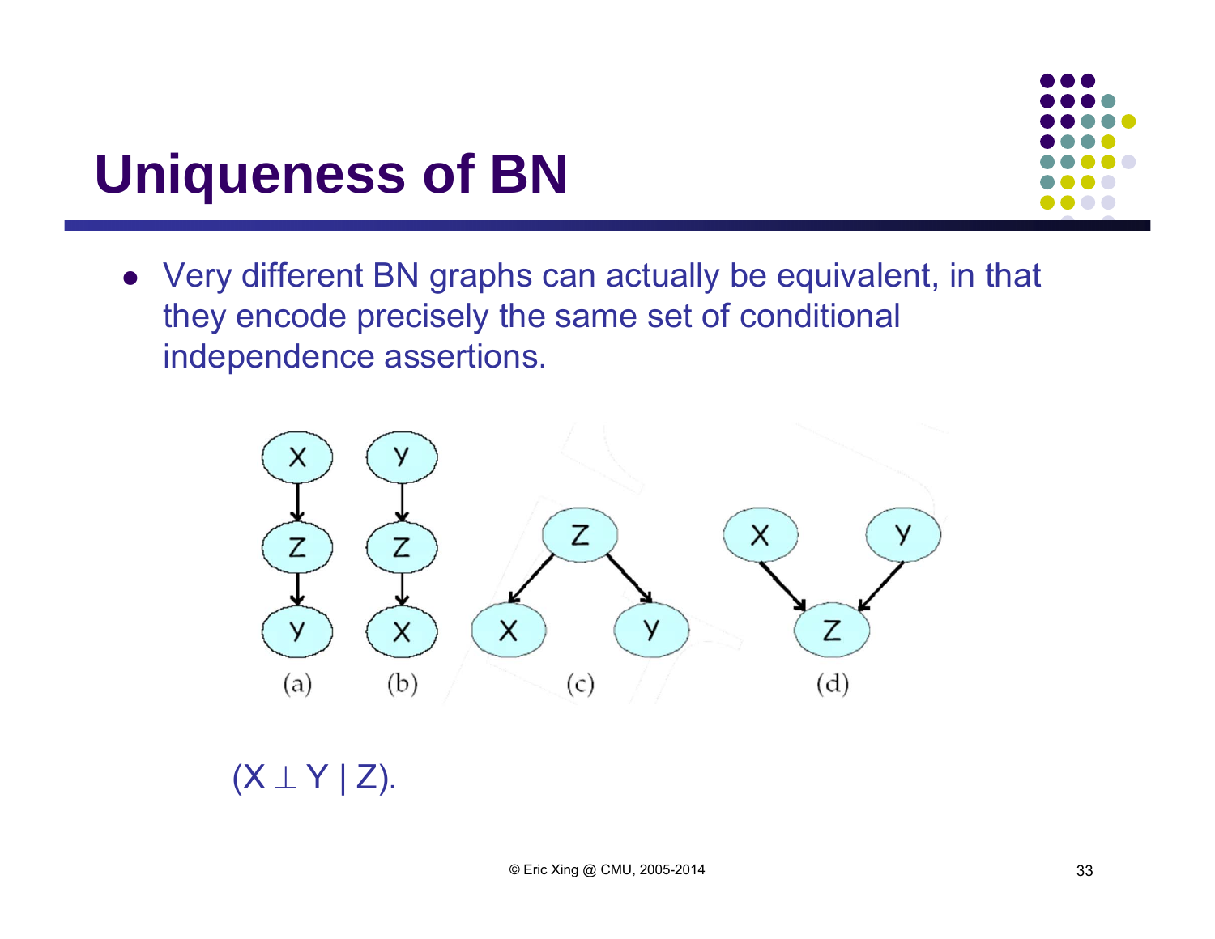# Uniqueness of BN

- Very different BN graphs can actually be equivalent, in that they encode precisely the same set of conditional independence assertions.

(a) (b) (c) (d)

$(X \perp Y \mid Z)$.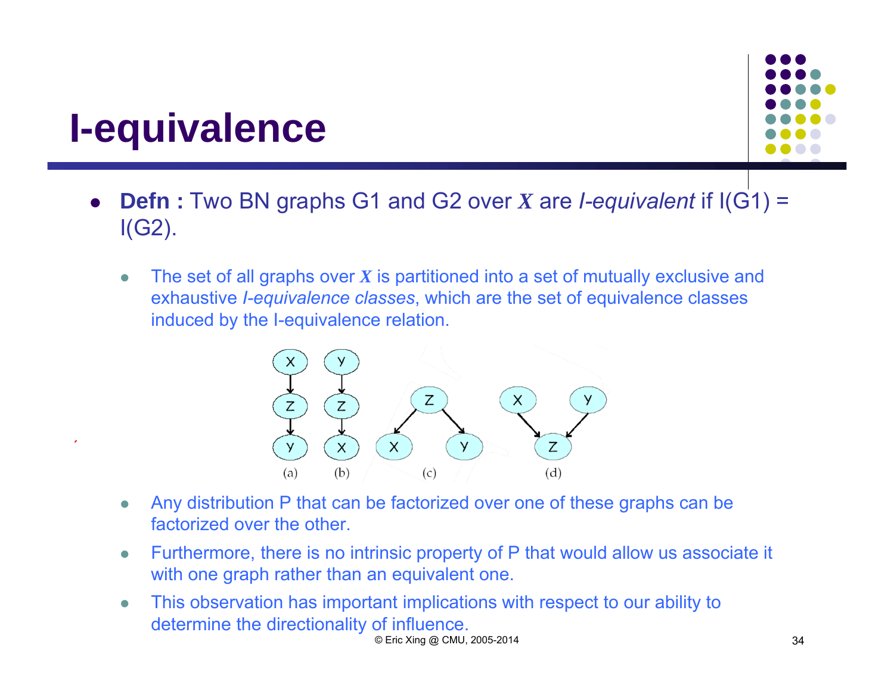# I-equivalence

- **Defn :** Two BN graphs G1 and G2 over ***X*** are *I-equivalent* if I(G1) = I(G2).
  - The set of all graphs over ***X*** is partitioned into a set of mutually exclusive and exhaustive *I-equivalence classes*, which are the set of equivalence classes induced by the I-equivalence relation.

(a) (b) (c) (d)

  - Any distribution P that can be factorized over one of these graphs can be factorized over the other.
  - Furthermore, there is no intrinsic property of P that would allow us associate it with one graph rather than an equivalent one.
  - This observation has important implications with respect to our ability to determine the directionality of influence.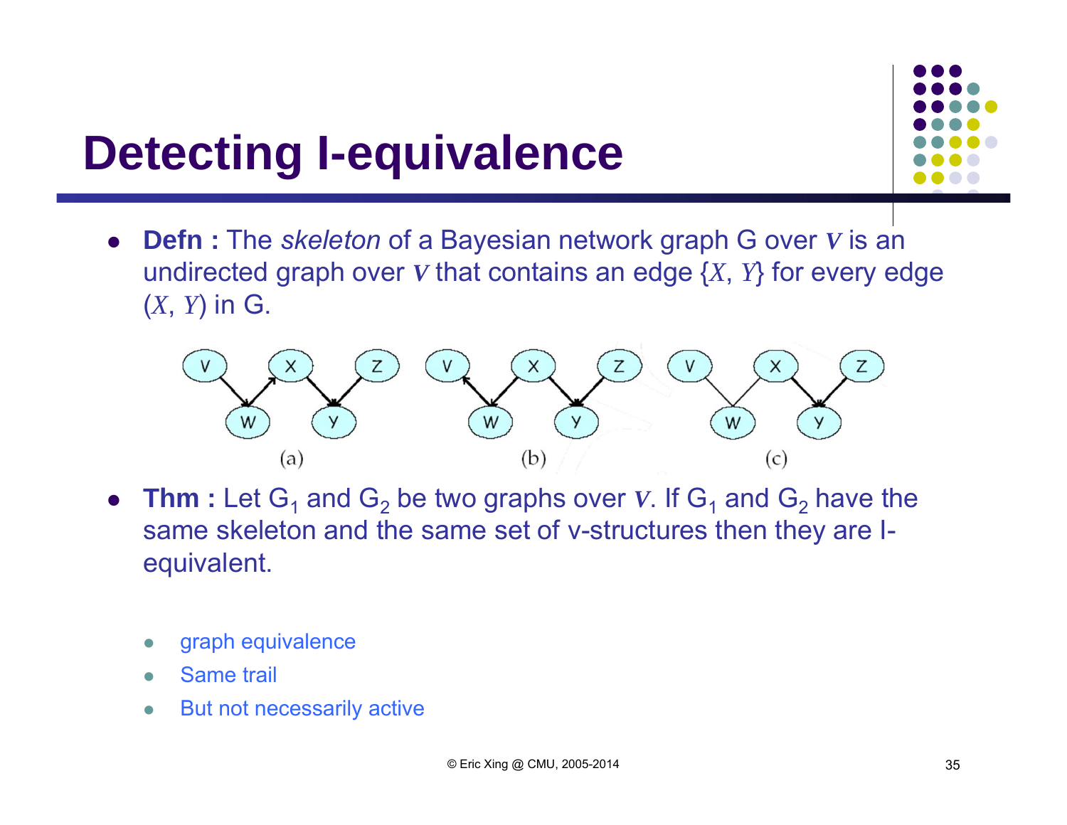# Detecting I-equivalence

- **Defn :** The *skeleton* of a Bayesian network graph G over $\mathbf{V}$ is an undirected graph over $\mathbf{V}$ that contains an edge $\{X, Y\}$ for every edge $(X, Y)$ in G.

(a) (b) (c)

- **Thm :** Let $G_1$ and $G_2$ be two graphs over $\mathbf{V}$. If $G_1$ and $G_2$ have the same skeleton and the same set of v-structures then they are I-equivalent.

  - graph equivalence
  - Same trail
  - But not necessarily active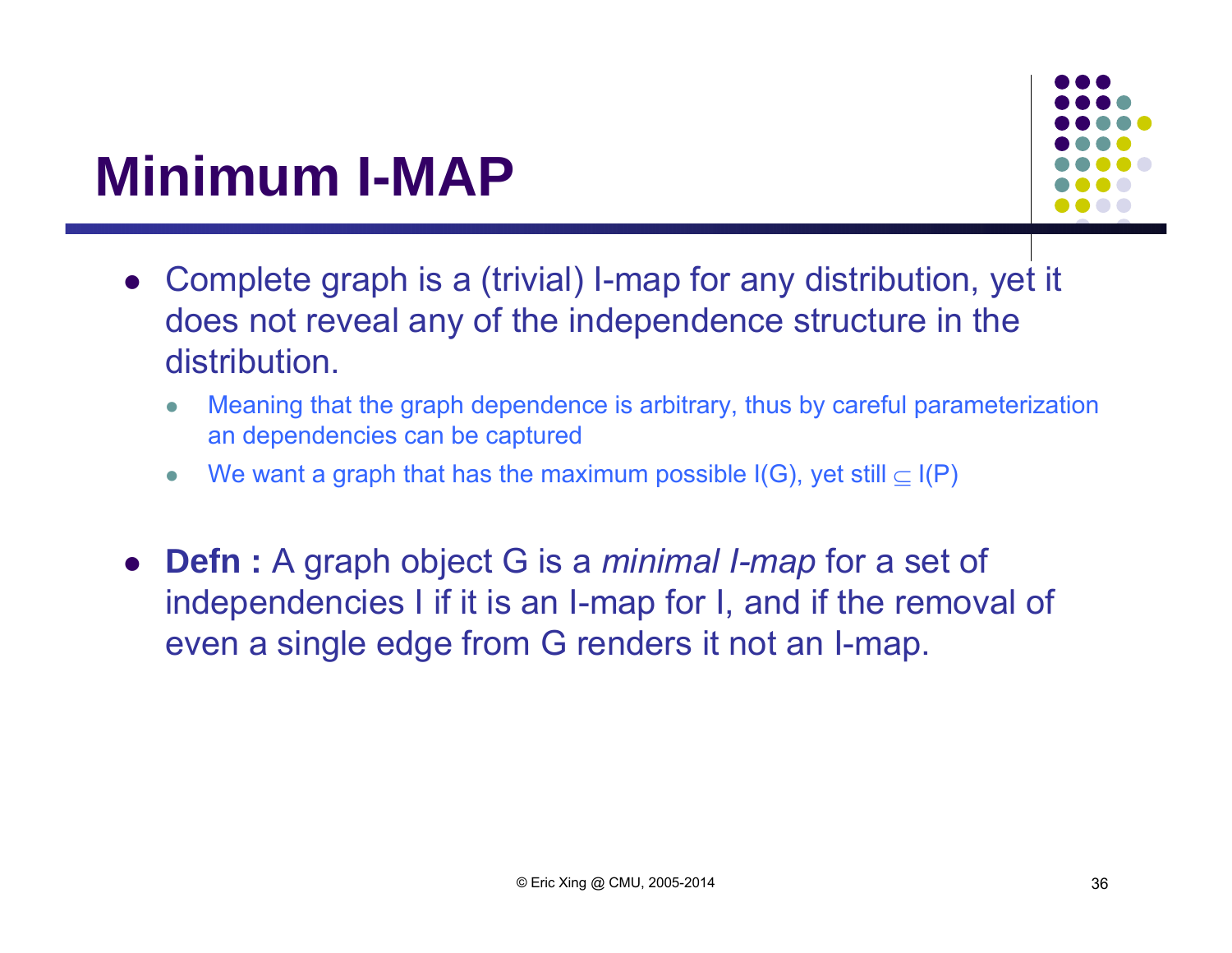# Minimum I-MAP

- Complete graph is a (trivial) I-map for any distribution, yet it does not reveal any of the independence structure in the distribution.
  - Meaning that the graph dependence is arbitrary, thus by careful parameterization an dependencies can be captured
  - We want a graph that has the maximum possible I(G), yet still $\subseteq$ I(P)

- **Defn :** A graph object G is a *minimal I-map* for a set of independencies I if it is an I-map for I, and if the removal of even a single edge from G renders it not an I-map.

© Eric Xing @ CMU, 2005-2014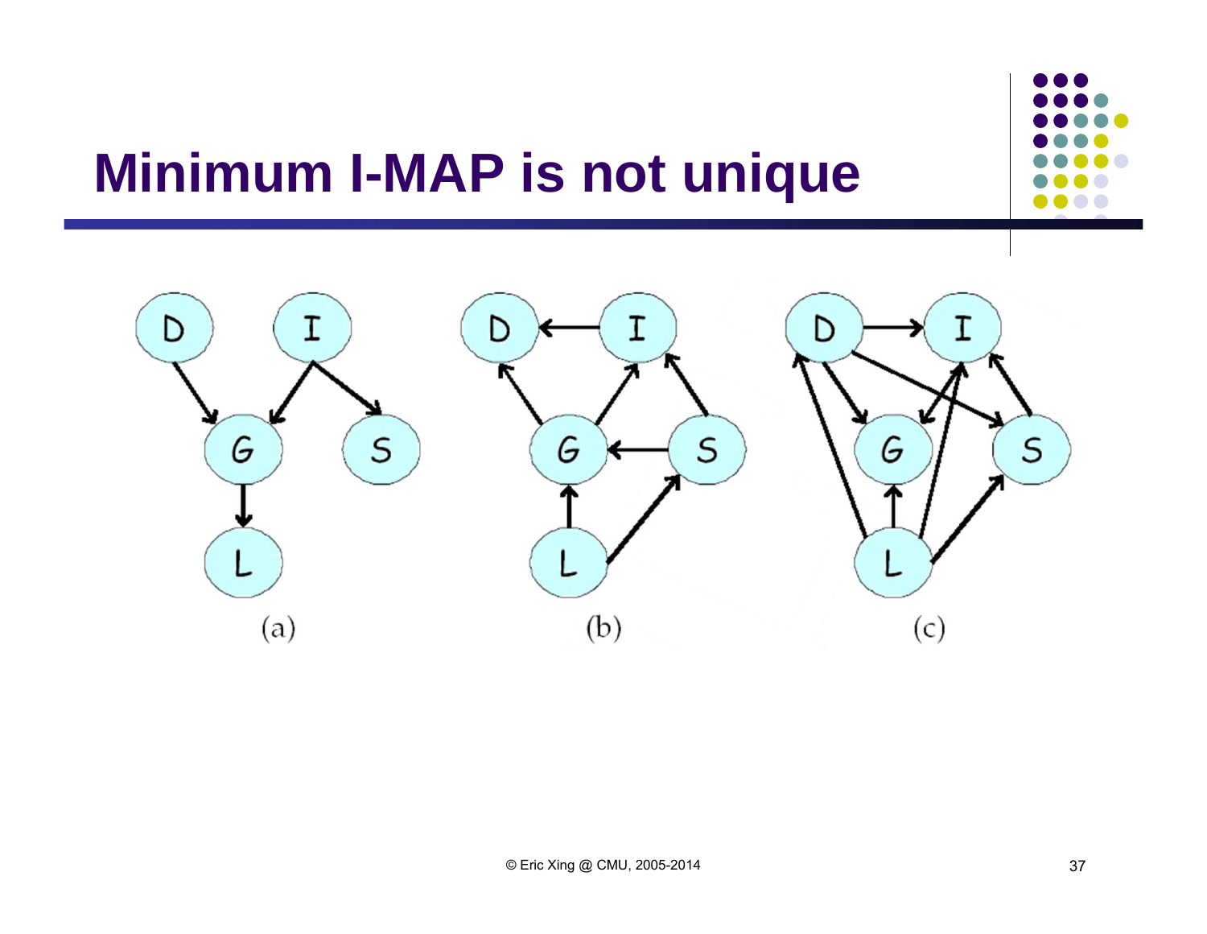# Minimum I-MAP is not unique

(a) (b) (c)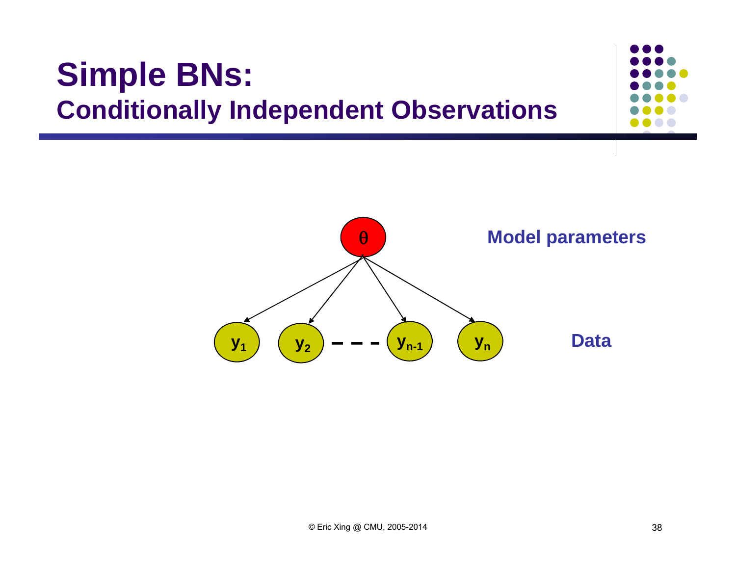# Simple BNs:
## Conditionally Independent Observations

$\theta$ — Model parameters

$y_1$, $y_2$, ..., $y_{n-1}$, $y_n$ — Data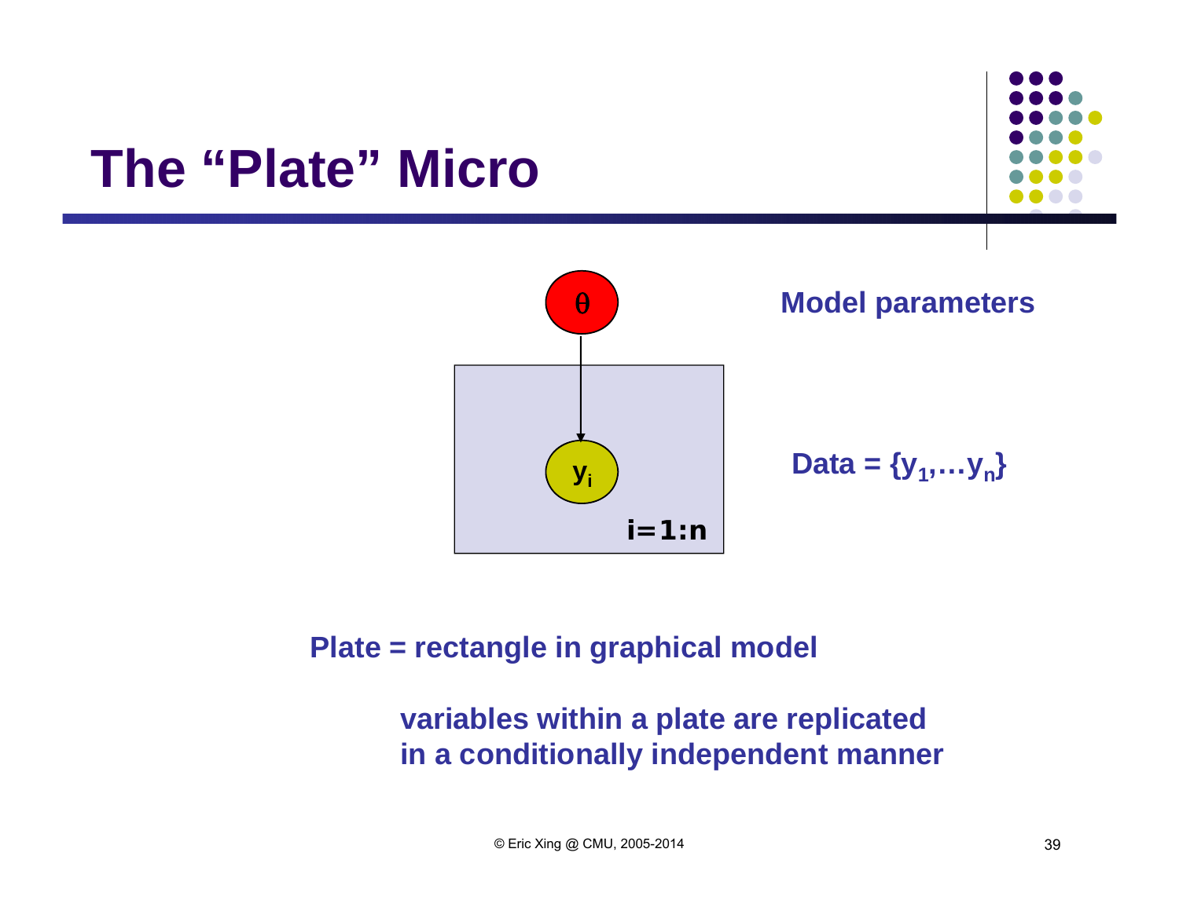# The “Plate” Micro

$\theta$ — Model parameters

$y_i$ — $i=1:n$

Data = $\{y_1, \ldots y_n\}$

**Plate = rectangle in graphical model**

**variables within a plate are replicated in a conditionally independent manner**

© Eric Xing @ CMU, 2005-2014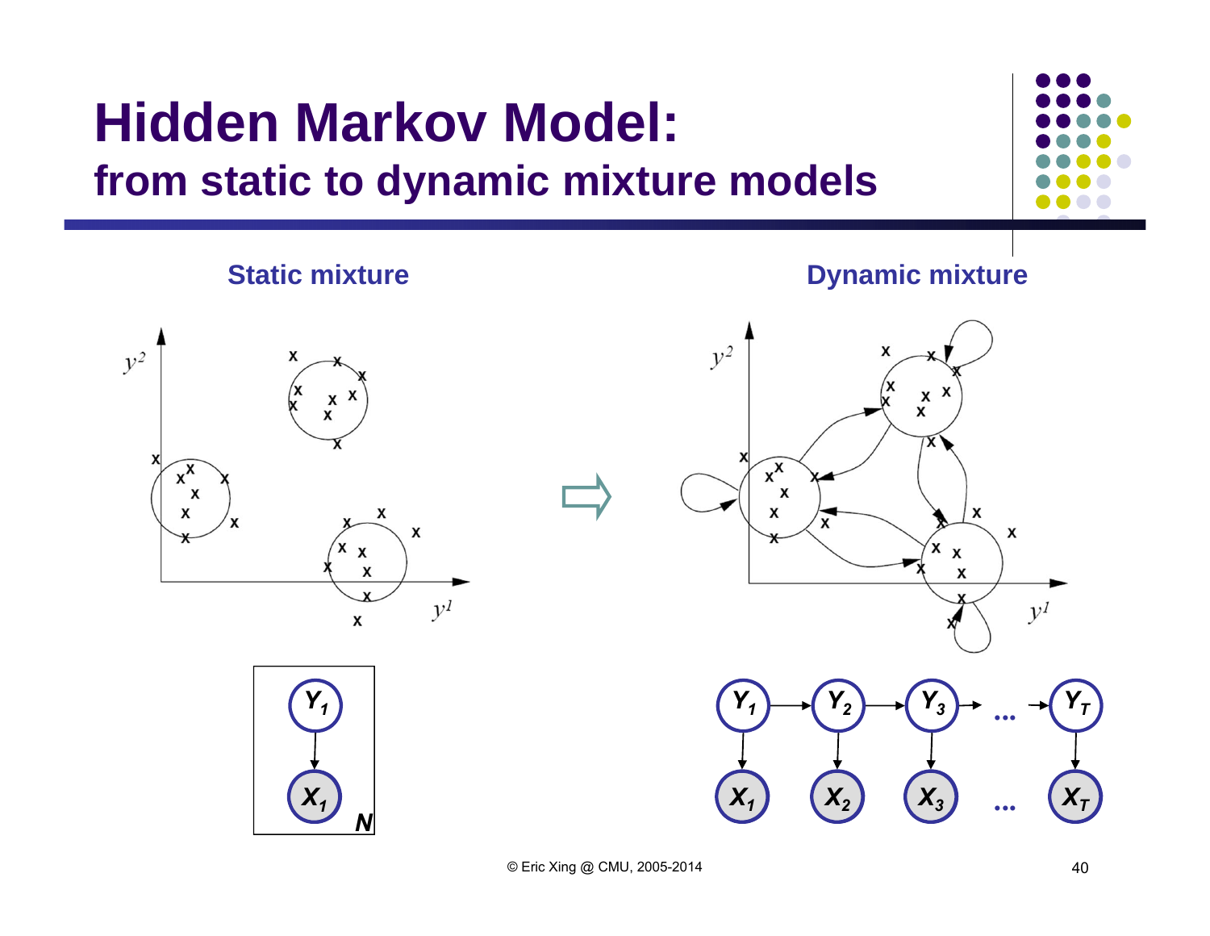# Hidden Markov Model:
## from static to dynamic mixture models

**Static mixture**

**Dynamic mixture**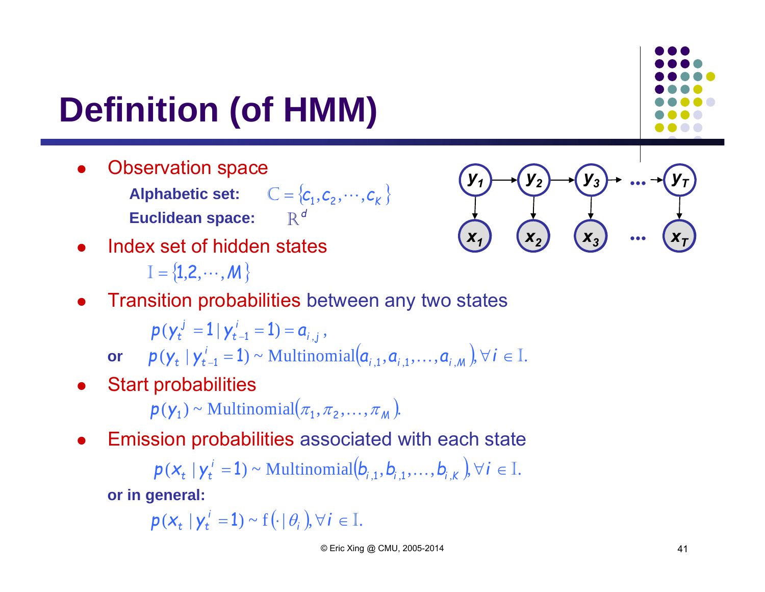# Definition (of HMM)

- Observation space
  - **Alphabetic set:** $\mathbb{C} = \{c_1, c_2, \cdots, c_K\}$
  - **Euclidean space:** $\mathbb{R}^d$
- Index set of hidden states

$$\mathbb{I} = \{1, 2, \cdots, M\}$$

- Transition probabilities between any two states

$$p(y_t^j = 1 \mid y_{t-1}^i = 1) = a_{i,j},$$

**or** $\quad p(y_t \mid y_{t-1}^i = 1) \sim \text{Multinomial}(a_{i,1}, a_{i,1}, \ldots, a_{i,M}), \forall i \in \mathbb{I}.$

- Start probabilities

$$p(y_1) \sim \text{Multinomial}(\pi_1, \pi_2, \ldots, \pi_M).$$

- Emission probabilities associated with each state

$$p(x_t \mid y_t^i = 1) \sim \text{Multinomial}(b_{i,1}, b_{i,1}, \ldots, b_{i,K}), \forall i \in \mathbb{I}.$$

**or in general:**

$$p(x_t \mid y_t^i = 1) \sim f(\cdot \mid \theta_i), \forall i \in \mathbb{I}.$$

© Eric Xing @ CMU, 2005-2014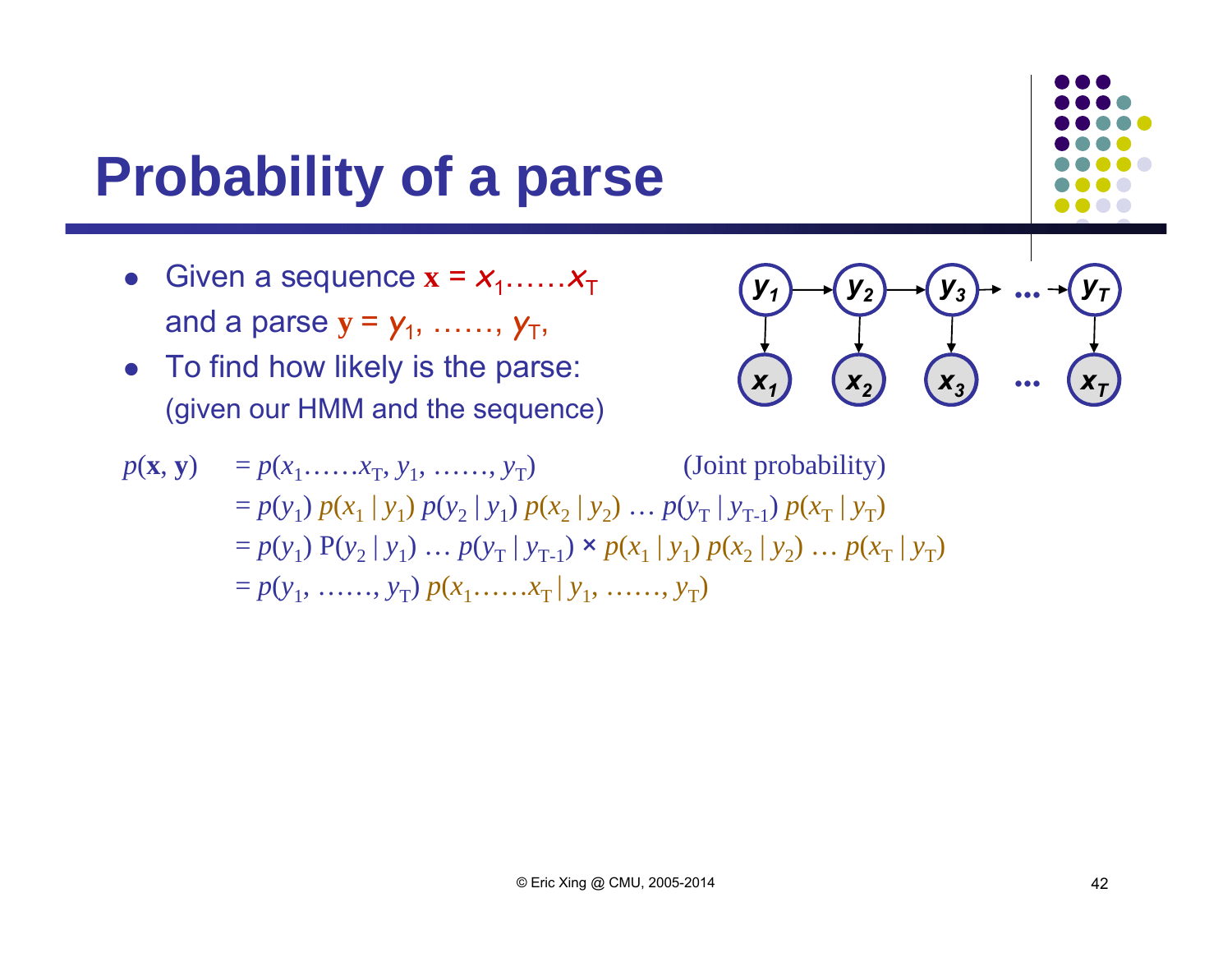# Probability of a parse

- Given a sequence $\mathbf{x} = x_1 \ldots\ldots x_T$ and a parse $\mathbf{y} = y_1, \ldots\ldots, y_T$,
- To find how likely is the parse: (given our HMM and the sequence)

$$
\begin{aligned}
p(\mathbf{x}, \mathbf{y}) &= p(x_1 \ldots\ldots x_T, y_1, \ldots\ldots, y_T) \qquad \text{(Joint probability)} \\
&= p(y_1)\, p(x_1 \mid y_1)\, p(y_2 \mid y_1)\, p(x_2 \mid y_2) \ldots p(y_T \mid y_{T-1})\, p(x_T \mid y_T) \\
&= p(y_1)\, P(y_2 \mid y_1) \ldots p(y_T \mid y_{T-1}) \times p(x_1 \mid y_1)\, p(x_2 \mid y_2) \ldots p(x_T \mid y_T) \\
&= p(y_1, \ldots\ldots, y_T)\, p(x_1 \ldots\ldots x_T \mid y_1, \ldots\ldots, y_T)
\end{aligned}
$$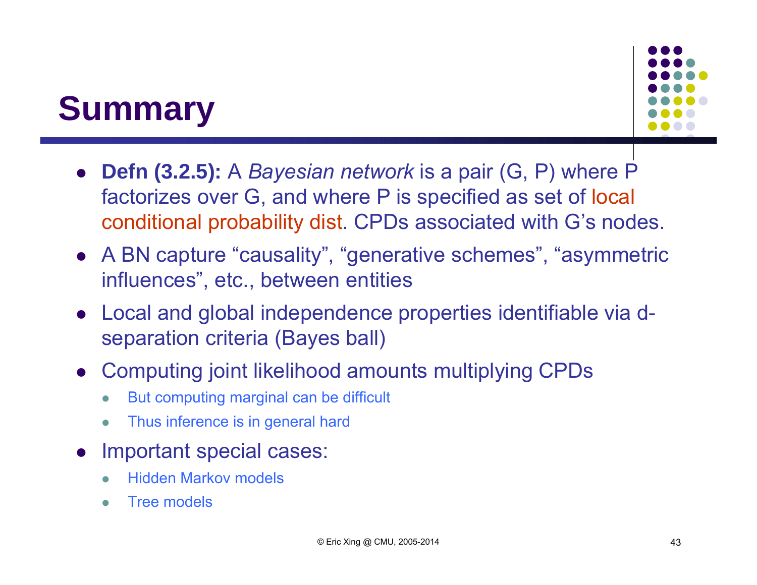# Summary

- **Defn (3.2.5):** A *Bayesian network* is a pair (G, P) where P factorizes over G, and where P is specified as set of local conditional probability dist. CPDs associated with G's nodes.
- A BN capture "causality", "generative schemes", "asymmetric influences", etc., between entities
- Local and global independence properties identifiable via d-separation criteria (Bayes ball)
- Computing joint likelihood amounts multiplying CPDs
  - But computing marginal can be difficult
  - Thus inference is in general hard
- Important special cases:
  - Hidden Markov models
  - Tree models